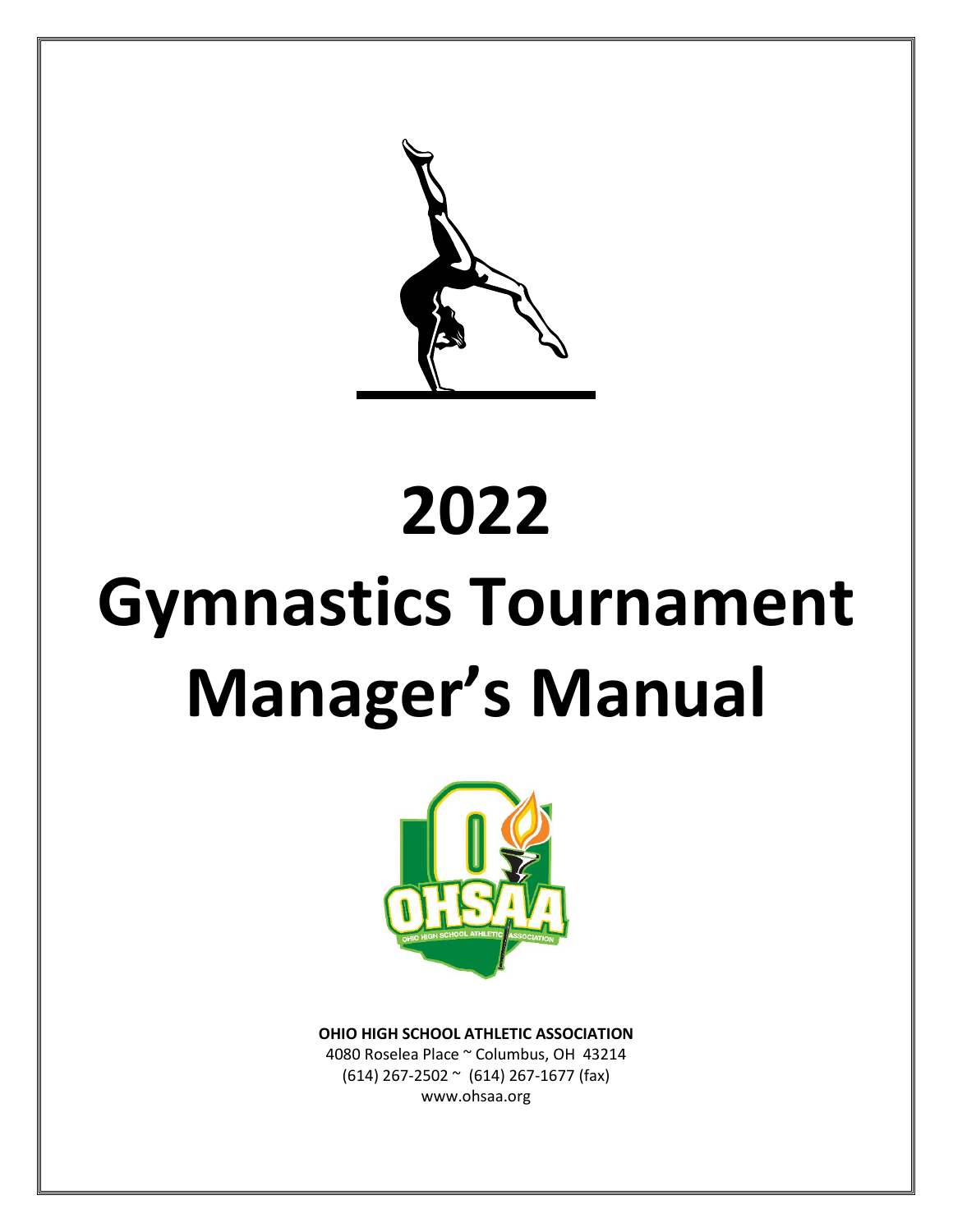# 2022

# Gymnastics Tournament Manager's Manual

**OHIO HIGH SCHOOL ATHLETIC ASSOCIATION**

4080 Roselea Place ~ Columbus, OH 43214

(614) 267-2502 ~ (614) 267-1677 (fax)

www.ohsaa.org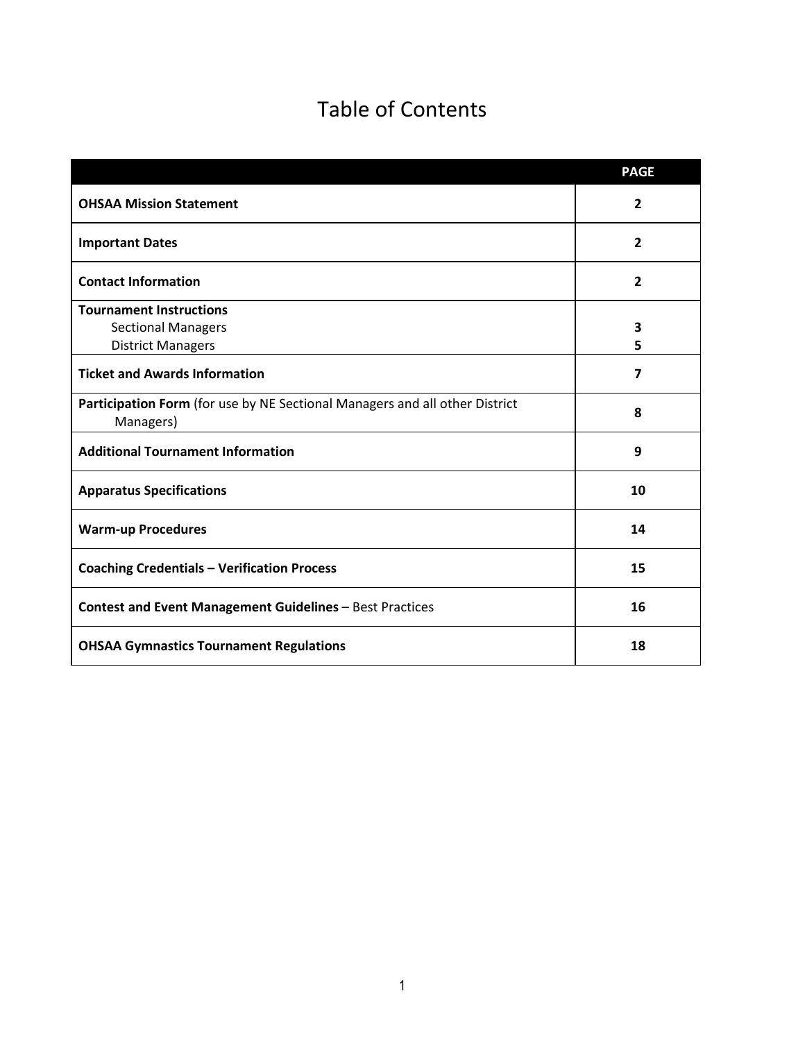# Table of Contents

| | PAGE |
|---|---|
| **OHSAA Mission Statement** | **2** |
| **Important Dates** | **2** |
| **Contact Information** | **2** |
| **Tournament Instructions**<br>Sectional Managers<br>District Managers | <br>**3**<br>**5** |
| **Ticket and Awards Information** | **7** |
| **Participation Form** (for use by NE Sectional Managers and all other District Managers) | **8** |
| **Additional Tournament Information** | **9** |
| **Apparatus Specifications** | **10** |
| **Warm-up Procedures** | **14** |
| **Coaching Credentials – Verification Process** | **15** |
| **Contest and Event Management Guidelines** – Best Practices | **16** |
| **OHSAA Gymnastics Tournament Regulations** | **18** |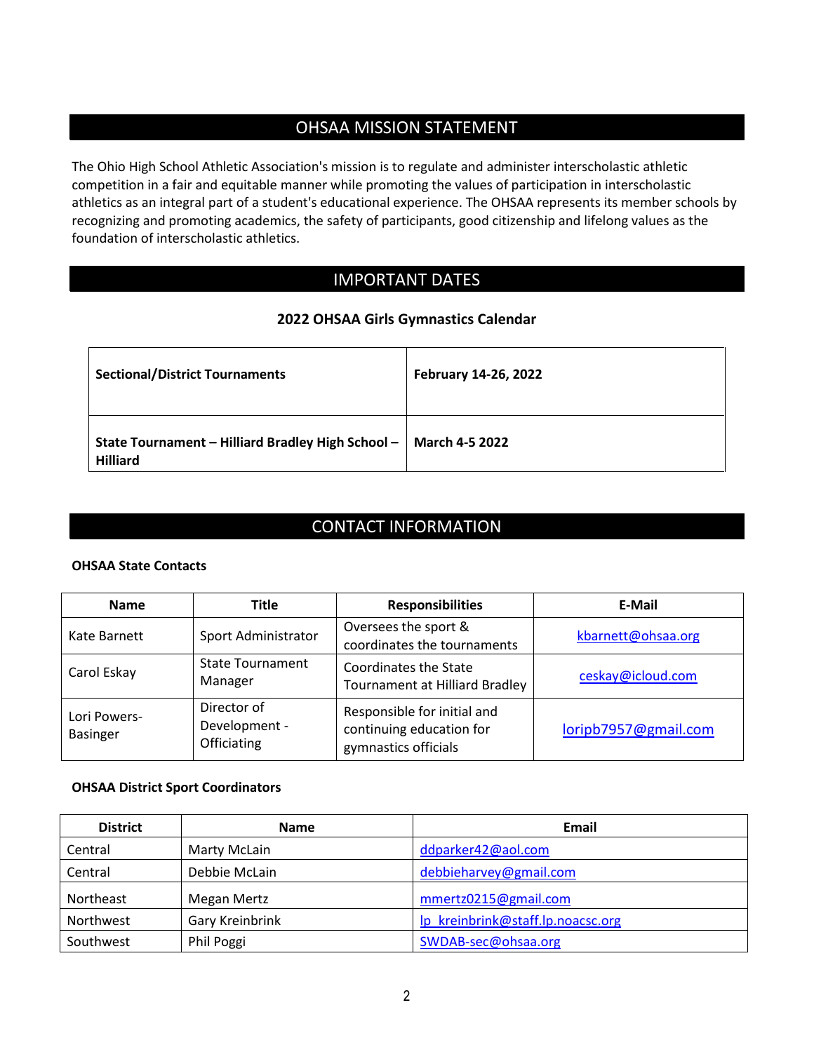## OHSAA MISSION STATEMENT

The Ohio High School Athletic Association's mission is to regulate and administer interscholastic athletic competition in a fair and equitable manner while promoting the values of participation in interscholastic athletics as an integral part of a student's educational experience. The OHSAA represents its member schools by recognizing and promoting academics, the safety of participants, good citizenship and lifelong values as the foundation of interscholastic athletics.

## IMPORTANT DATES

### 2022 OHSAA Girls Gymnastics Calendar

| | |
|---|---|
| **Sectional/District Tournaments** | **February 14-26, 2022** |
| **State Tournament – Hilliard Bradley High School – Hilliard** | **March 4-5 2022** |

## CONTACT INFORMATION

**OHSAA State Contacts**

| Name | Title | Responsibilities | E-Mail |
|---|---|---|---|
| Kate Barnett | Sport Administrator | Oversees the sport & coordinates the tournaments | kbarnett@ohsaa.org |
| Carol Eskay | State Tournament Manager | Coordinates the State Tournament at Hilliard Bradley | ceskay@icloud.com |
| Lori Powers-Basinger | Director of Development - Officiating | Responsible for initial and continuing education for gymnastics officials | loripb7957@gmail.com |

**OHSAA District Sport Coordinators**

| District | Name | Email |
|---|---|---|
| Central | Marty McLain | ddparker42@aol.com |
| Central | Debbie McLain | debbieharvey@gmail.com |
| Northeast | Megan Mertz | mmertz0215@gmail.com |
| Northwest | Gary Kreinbrink | lp_kreinbrink@staff.lp.noacsc.org |
| Southwest | Phil Poggi | SWDAB-sec@ohsaa.org |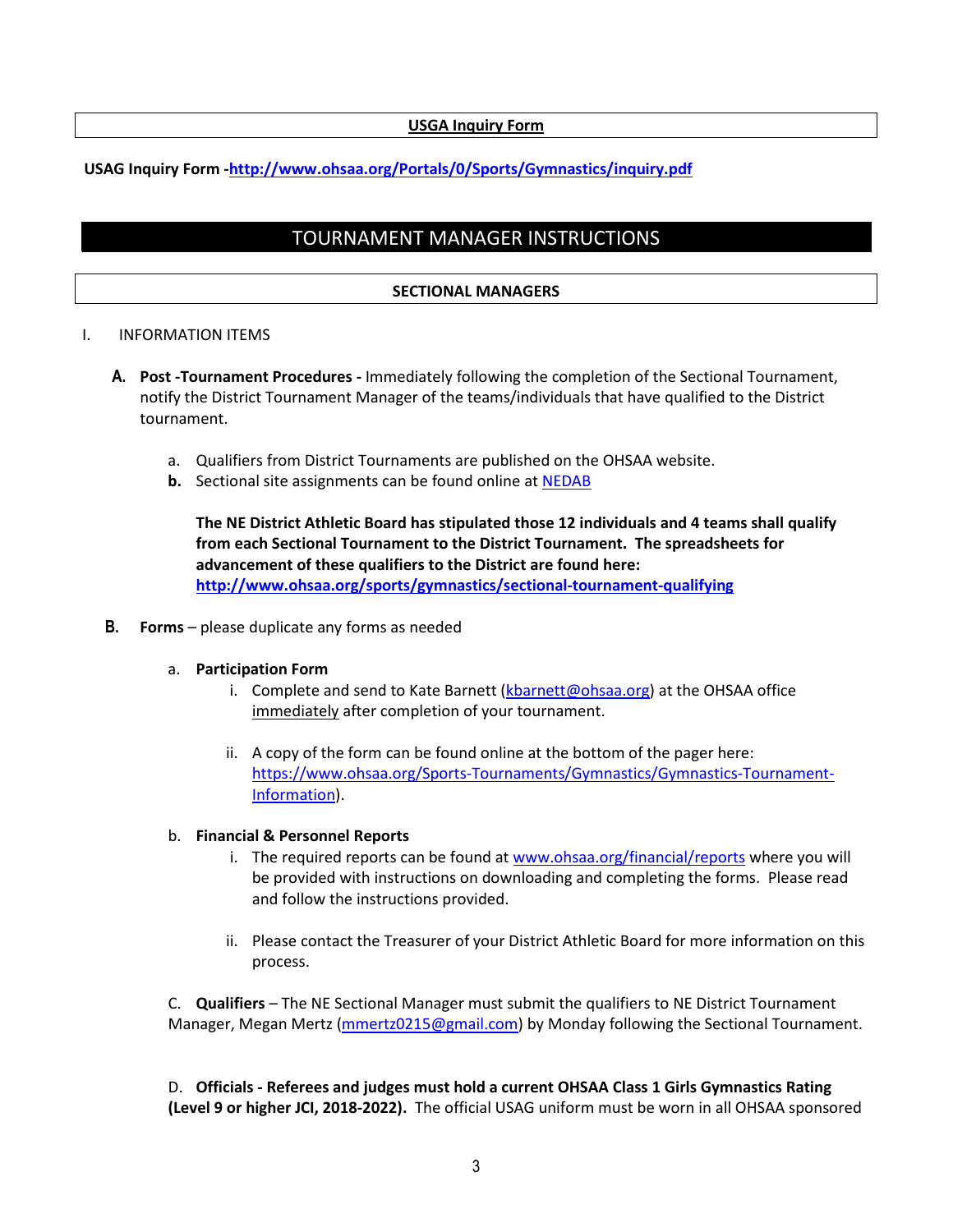**USGA Inquiry Form**

**USAG Inquiry Form -[http://www.ohsaa.org/Portals/0/Sports/Gymnastics/inquiry.pdf](http://www.ohsaa.org/Portals/0/Sports/Gymnastics/inquiry.pdf)**

# TOURNAMENT MANAGER INSTRUCTIONS

## SECTIONAL MANAGERS

I. INFORMATION ITEMS

**A. Post -Tournament Procedures -** Immediately following the completion of the Sectional Tournament, notify the District Tournament Manager of the teams/individuals that have qualified to the District tournament.

a. Qualifiers from District Tournaments are published on the OHSAA website.

**b.** Sectional site assignments can be found online at NEDAB

**The NE District Athletic Board has stipulated those 12 individuals and 4 teams shall qualify from each Sectional Tournament to the District Tournament. The spreadsheets for advancement of these qualifiers to the District are found here: [http://www.ohsaa.org/sports/gymnastics/sectional-tournament-qualifying](http://www.ohsaa.org/sports/gymnastics/sectional-tournament-qualifying)**

**B. Forms** – please duplicate any forms as needed

a. **Participation Form**

i. Complete and send to Kate Barnett (kbarnett@ohsaa.org) at the OHSAA office immediately after completion of your tournament.

ii. A copy of the form can be found online at the bottom of the pager here: [https://www.ohsaa.org/Sports-Tournaments/Gymnastics/Gymnastics-Tournament-Information](https://www.ohsaa.org/Sports-Tournaments/Gymnastics/Gymnastics-Tournament-Information)).

b. **Financial & Personnel Reports**

i. The required reports can be found at www.ohsaa.org/financial/reports where you will be provided with instructions on downloading and completing the forms. Please read and follow the instructions provided.

ii. Please contact the Treasurer of your District Athletic Board for more information on this process.

C. **Qualifiers** – The NE Sectional Manager must submit the qualifiers to NE District Tournament Manager, Megan Mertz (mmertz0215@gmail.com) by Monday following the Sectional Tournament.

D. **Officials - Referees and judges must hold a current OHSAA Class 1 Girls Gymnastics Rating (Level 9 or higher JCI, 2018-2022).** The official USAG uniform must be worn in all OHSAA sponsored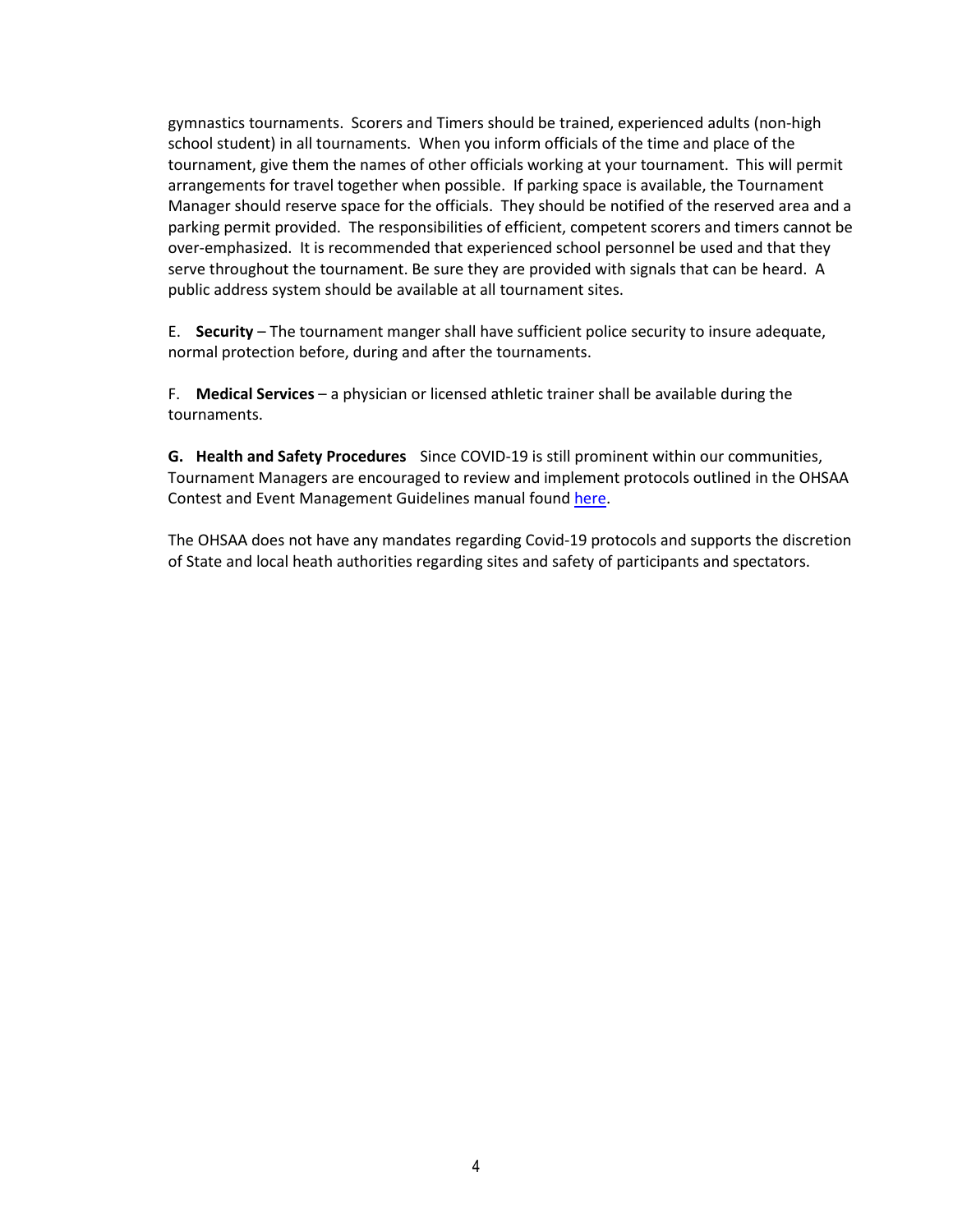gymnastics tournaments. Scorers and Timers should be trained, experienced adults (non-high school student) in all tournaments. When you inform officials of the time and place of the tournament, give them the names of other officials working at your tournament. This will permit arrangements for travel together when possible. If parking space is available, the Tournament Manager should reserve space for the officials. They should be notified of the reserved area and a parking permit provided. The responsibilities of efficient, competent scorers and timers cannot be over-emphasized. It is recommended that experienced school personnel be used and that they serve throughout the tournament. Be sure they are provided with signals that can be heard. A public address system should be available at all tournament sites.

E. **Security** – The tournament manger shall have sufficient police security to insure adequate, normal protection before, during and after the tournaments.

F. **Medical Services** – a physician or licensed athletic trainer shall be available during the tournaments.

**G. Health and Safety Procedures** Since COVID-19 is still prominent within our communities, Tournament Managers are encouraged to review and implement protocols outlined in the OHSAA Contest and Event Management Guidelines manual found here.

The OHSAA does not have any mandates regarding Covid-19 protocols and supports the discretion of State and local heath authorities regarding sites and safety of participants and spectators.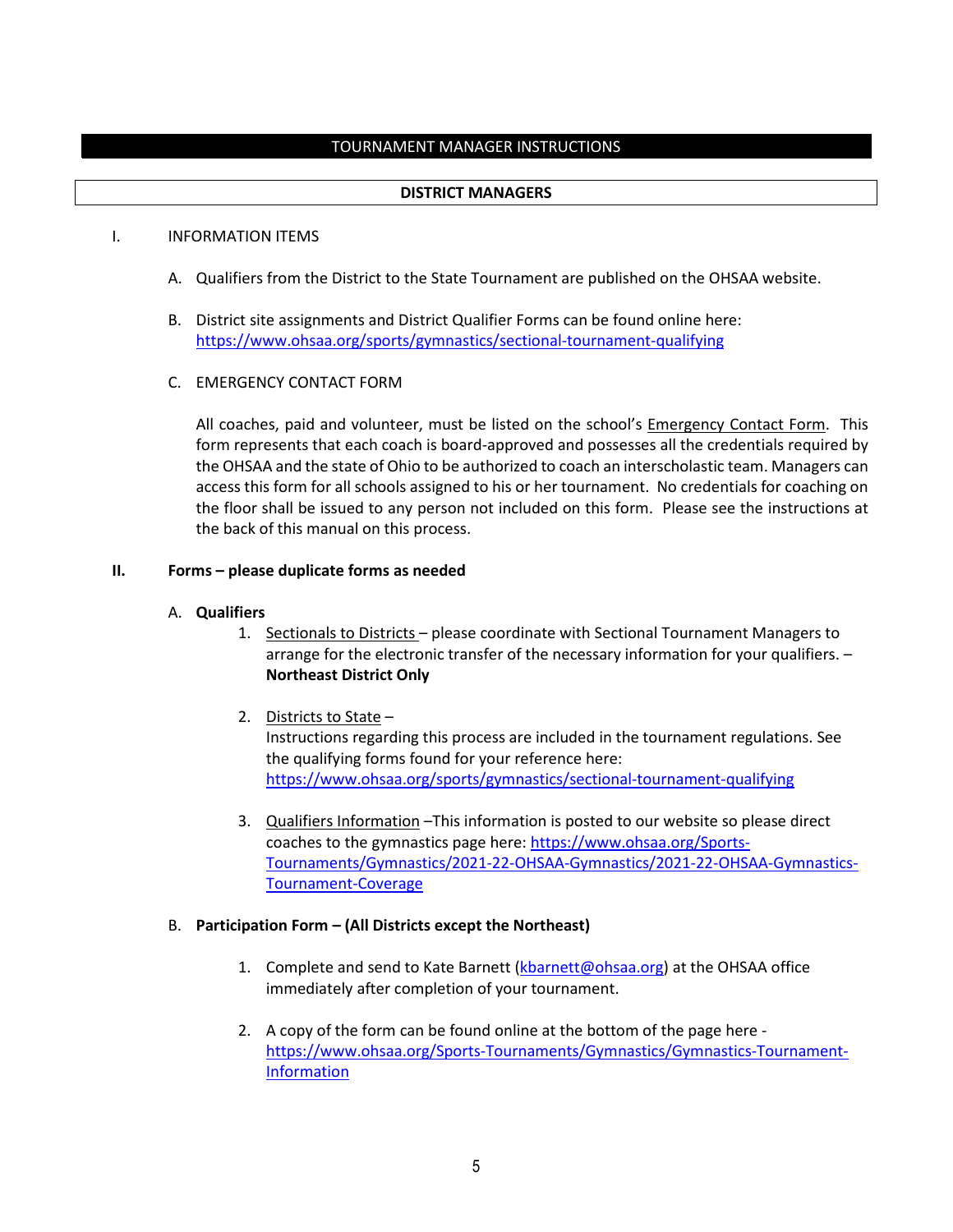# TOURNAMENT MANAGER INSTRUCTIONS

## DISTRICT MANAGERS

I. INFORMATION ITEMS

A. Qualifiers from the District to the State Tournament are published on the OHSAA website.

B. District site assignments and District Qualifier Forms can be found online here: https://www.ohsaa.org/sports/gymnastics/sectional-tournament-qualifying

C. EMERGENCY CONTACT FORM

All coaches, paid and volunteer, must be listed on the school's Emergency Contact Form. This form represents that each coach is board-approved and possesses all the credentials required by the OHSAA and the state of Ohio to be authorized to coach an interscholastic team. Managers can access this form for all schools assigned to his or her tournament. No credentials for coaching on the floor shall be issued to any person not included on this form. Please see the instructions at the back of this manual on this process.

**II. Forms – please duplicate forms as needed**

A. **Qualifiers**

1. Sectionals to Districts – please coordinate with Sectional Tournament Managers to arrange for the electronic transfer of the necessary information for your qualifiers. – **Northeast District Only**

2. Districts to State –
Instructions regarding this process are included in the tournament regulations. See the qualifying forms found for your reference here: https://www.ohsaa.org/sports/gymnastics/sectional-tournament-qualifying

3. Qualifiers Information –This information is posted to our website so please direct coaches to the gymnastics page here: https://www.ohsaa.org/Sports-Tournaments/Gymnastics/2021-22-OHSAA-Gymnastics/2021-22-OHSAA-Gymnastics-Tournament-Coverage

B. **Participation Form – (All Districts except the Northeast)**

1. Complete and send to Kate Barnett (kbarnett@ohsaa.org) at the OHSAA office immediately after completion of your tournament.

2. A copy of the form can be found online at the bottom of the page here - https://www.ohsaa.org/Sports-Tournaments/Gymnastics/Gymnastics-Tournament-Information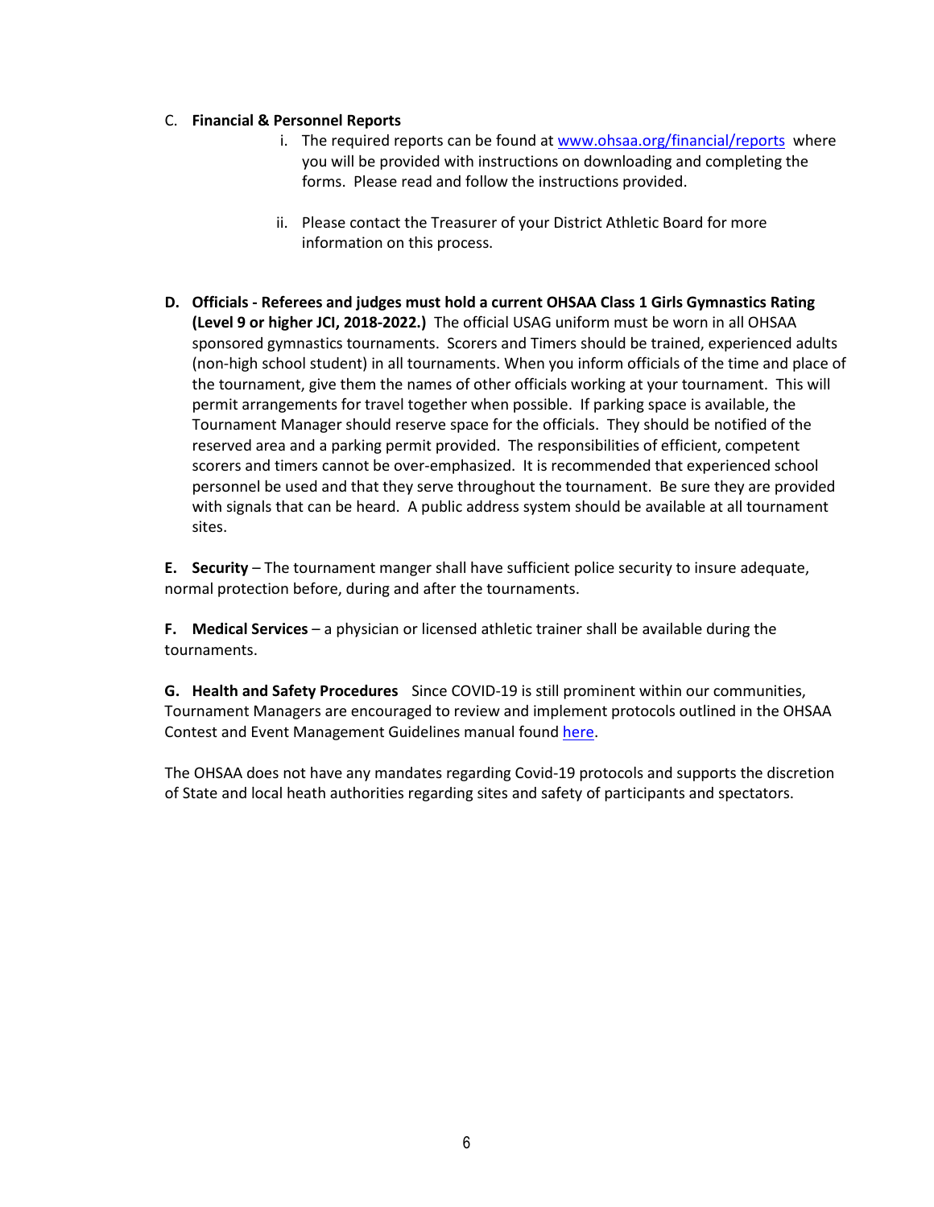C. **Financial & Personnel Reports**

i. The required reports can be found at [www.ohsaa.org/financial/reports](www.ohsaa.org/financial/reports) where you will be provided with instructions on downloading and completing the forms. Please read and follow the instructions provided.

ii. Please contact the Treasurer of your District Athletic Board for more information on this process.

**D. Officials - Referees and judges must hold a current OHSAA Class 1 Girls Gymnastics Rating (Level 9 or higher JCI, 2018-2022.)** The official USAG uniform must be worn in all OHSAA sponsored gymnastics tournaments. Scorers and Timers should be trained, experienced adults (non-high school student) in all tournaments. When you inform officials of the time and place of the tournament, give them the names of other officials working at your tournament. This will permit arrangements for travel together when possible. If parking space is available, the Tournament Manager should reserve space for the officials. They should be notified of the reserved area and a parking permit provided. The responsibilities of efficient, competent scorers and timers cannot be over-emphasized. It is recommended that experienced school personnel be used and that they serve throughout the tournament. Be sure they are provided with signals that can be heard. A public address system should be available at all tournament sites.

**E. Security** – The tournament manger shall have sufficient police security to insure adequate, normal protection before, during and after the tournaments.

**F. Medical Services** – a physician or licensed athletic trainer shall be available during the tournaments.

**G. Health and Safety Procedures** Since COVID-19 is still prominent within our communities, Tournament Managers are encouraged to review and implement protocols outlined in the OHSAA Contest and Event Management Guidelines manual found here.

The OHSAA does not have any mandates regarding Covid-19 protocols and supports the discretion of State and local heath authorities regarding sites and safety of participants and spectators.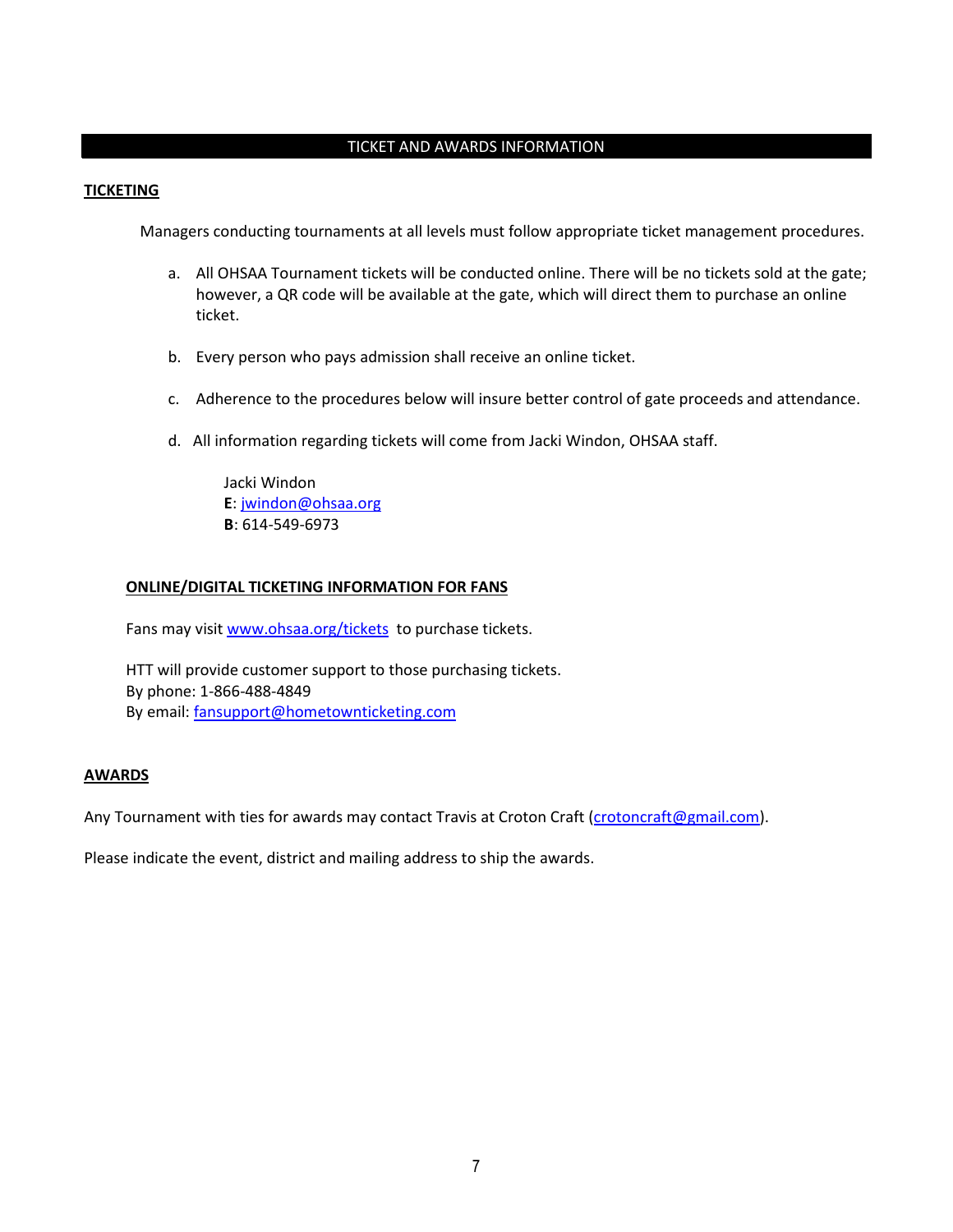## TICKET AND AWARDS INFORMATION

**TICKETING**

Managers conducting tournaments at all levels must follow appropriate ticket management procedures.

a. All OHSAA Tournament tickets will be conducted online. There will be no tickets sold at the gate; however, a QR code will be available at the gate, which will direct them to purchase an online ticket.

b. Every person who pays admission shall receive an online ticket.

c. Adherence to the procedures below will insure better control of gate proceeds and attendance.

d. All information regarding tickets will come from Jacki Windon, OHSAA staff.

Jacki Windon
**E**: jwindon@ohsaa.org
**B**: 614-549-6973

**ONLINE/DIGITAL TICKETING INFORMATION FOR FANS**

Fans may visit www.ohsaa.org/tickets to purchase tickets.

HTT will provide customer support to those purchasing tickets.
By phone: 1-866-488-4849
By email: fansupport@hometownticketing.com

**AWARDS**

Any Tournament with ties for awards may contact Travis at Croton Craft (crotoncraft@gmail.com).

Please indicate the event, district and mailing address to ship the awards.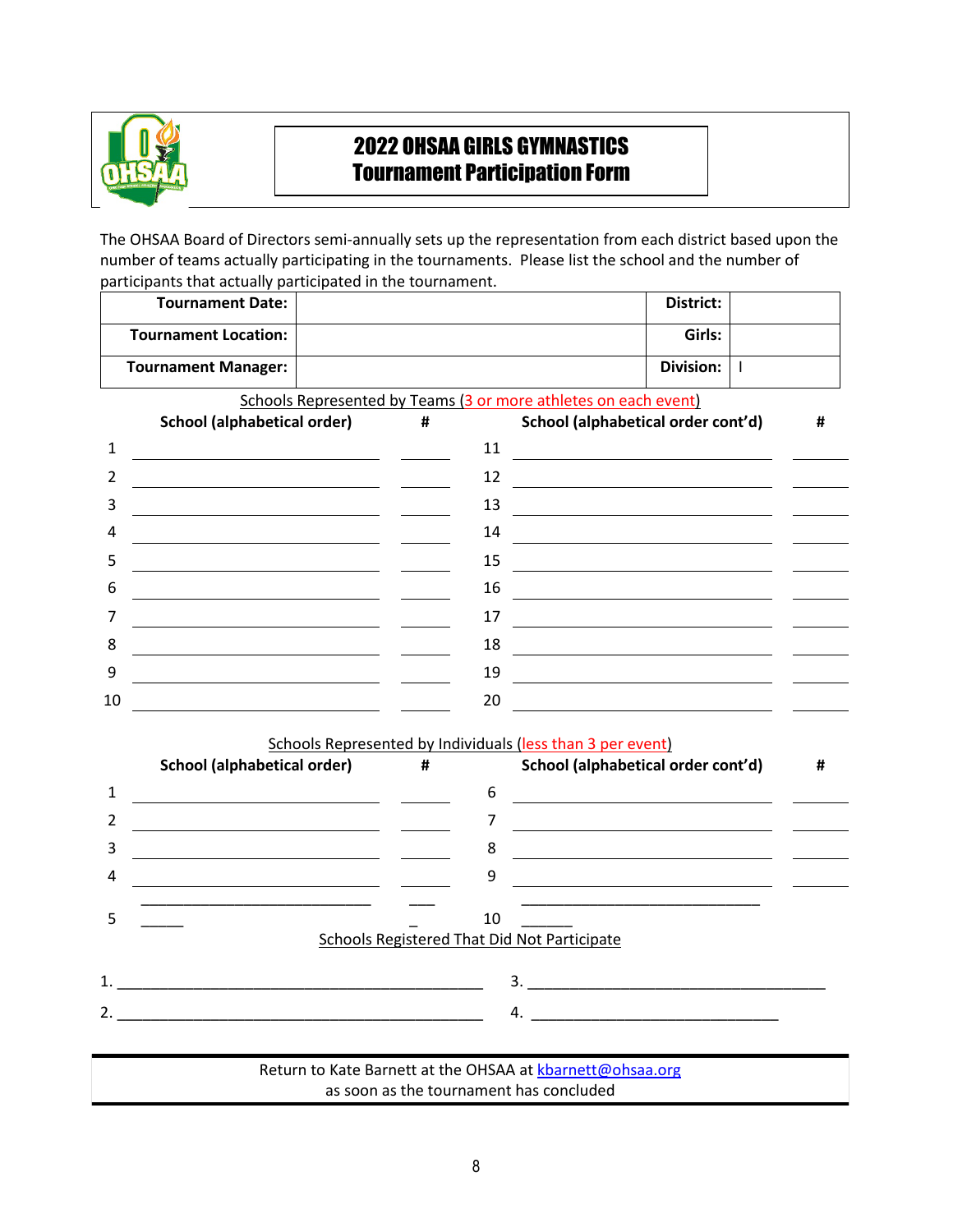# 2022 OHSAA GIRLS GYMNASTICS
# Tournament Participation Form

The OHSAA Board of Directors semi-annually sets up the representation from each district based upon the number of teams actually participating in the tournaments. Please list the school and the number of participants that actually participated in the tournament.

| **Tournament Date:** | | **District:** | |
|---|---|---|---|
| **Tournament Location:** | | **Girls:** | |
| **Tournament Manager:** | | **Division:** | I |

Schools Represented by Teams (3 or more athletes on each event)

| | School (alphabetical order) | # | | School (alphabetical order cont'd) | # |
|---|---|---|---|---|---|
| 1 | | | 11 | | |
| 2 | | | 12 | | |
| 3 | | | 13 | | |
| 4 | | | 14 | | |
| 5 | | | 15 | | |
| 6 | | | 16 | | |
| 7 | | | 17 | | |
| 8 | | | 18 | | |
| 9 | | | 19 | | |
| 10 | | | 20 | | |

Schools Represented by Individuals (less than 3 per event)

| | School (alphabetical order) | # | | School (alphabetical order cont'd) | # |
|---|---|---|---|---|---|
| 1 | | | 6 | | |
| 2 | | | 7 | | |
| 3 | | | 8 | | |
| 4 | | | 9 | | |
| 5 | | | 10 | | |

Schools Registered That Did Not Participate

1. ______________________________ 3. ______________________________

2. ______________________________ 4. ______________________________

Return to Kate Barnett at the OHSAA at kbarnett@ohsaa.org
as soon as the tournament has concluded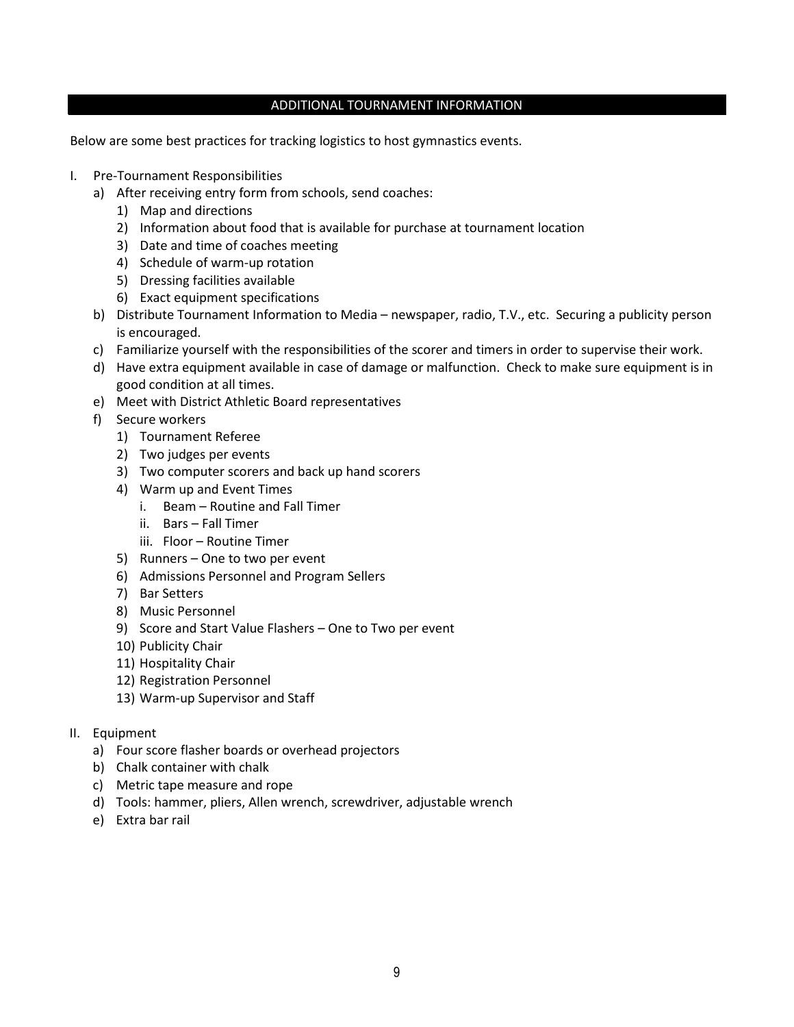## ADDITIONAL TOURNAMENT INFORMATION

Below are some best practices for tracking logistics to host gymnastics events.

I. Pre-Tournament Responsibilities
   a) After receiving entry form from schools, send coaches:
      1) Map and directions
      2) Information about food that is available for purchase at tournament location
      3) Date and time of coaches meeting
      4) Schedule of warm-up rotation
      5) Dressing facilities available
      6) Exact equipment specifications
   b) Distribute Tournament Information to Media – newspaper, radio, T.V., etc. Securing a publicity person is encouraged.
   c) Familiarize yourself with the responsibilities of the scorer and timers in order to supervise their work.
   d) Have extra equipment available in case of damage or malfunction. Check to make sure equipment is in good condition at all times.
   e) Meet with District Athletic Board representatives
   f) Secure workers
      1) Tournament Referee
      2) Two judges per events
      3) Two computer scorers and back up hand scorers
      4) Warm up and Event Times
         i. Beam – Routine and Fall Timer
         ii. Bars – Fall Timer
         iii. Floor – Routine Timer
      5) Runners – One to two per event
      6) Admissions Personnel and Program Sellers
      7) Bar Setters
      8) Music Personnel
      9) Score and Start Value Flashers – One to Two per event
      10) Publicity Chair
      11) Hospitality Chair
      12) Registration Personnel
      13) Warm-up Supervisor and Staff

II. Equipment
   a) Four score flasher boards or overhead projectors
   b) Chalk container with chalk
   c) Metric tape measure and rope
   d) Tools: hammer, pliers, Allen wrench, screwdriver, adjustable wrench
   e) Extra bar rail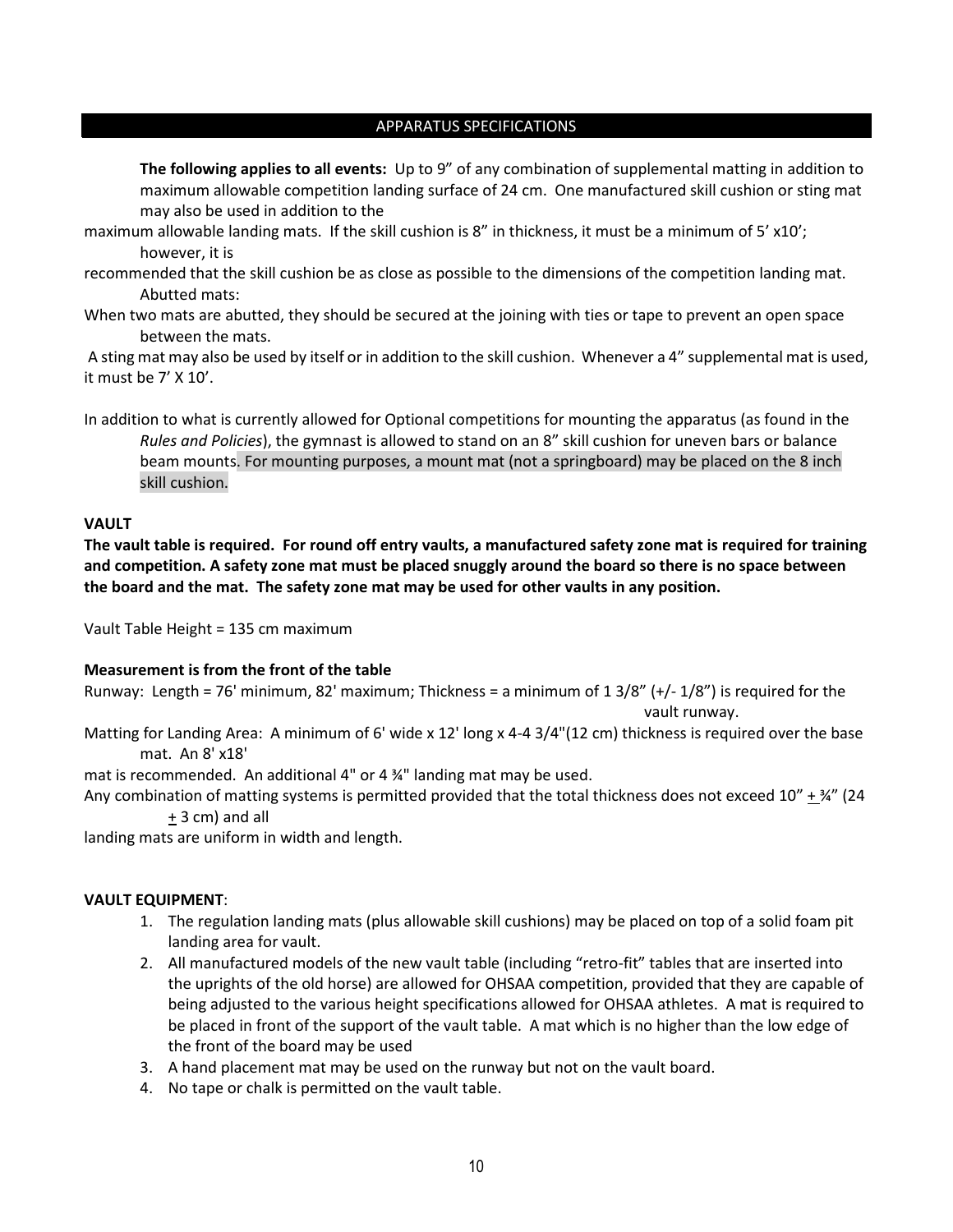## APPARATUS SPECIFICATIONS

**The following applies to all events:** Up to 9" of any combination of supplemental matting in addition to maximum allowable competition landing surface of 24 cm. One manufactured skill cushion or sting mat may also be used in addition to the maximum allowable landing mats. If the skill cushion is 8" in thickness, it must be a minimum of 5' x10'; however, it is recommended that the skill cushion be as close as possible to the dimensions of the competition landing mat.

Abutted mats:
When two mats are abutted, they should be secured at the joining with ties or tape to prevent an open space between the mats.

A sting mat may also be used by itself or in addition to the skill cushion. Whenever a 4" supplemental mat is used, it must be 7' X 10'.

In addition to what is currently allowed for Optional competitions for mounting the apparatus (as found in the *Rules and Policies*), the gymnast is allowed to stand on an 8" skill cushion for uneven bars or balance beam mounts. For mounting purposes, a mount mat (not a springboard) may be placed on the 8 inch skill cushion.

**VAULT**

**The vault table is required. For round off entry vaults, a manufactured safety zone mat is required for training and competition. A safety zone mat must be placed snuggly around the board so there is no space between the board and the mat. The safety zone mat may be used for other vaults in any position.**

Vault Table Height = 135 cm maximum

**Measurement is from the front of the table**

Runway: Length = 76' minimum, 82' maximum; Thickness = a minimum of 1 3/8" (+/- 1/8") is required for the vault runway.

Matting for Landing Area: A minimum of 6' wide x 12' long x 4-4 3/4"(12 cm) thickness is required over the base mat. An 8' x18' mat is recommended. An additional 4" or 4 ¾" landing mat may be used.

Any combination of matting systems is permitted provided that the total thickness does not exceed 10" ± ¾" (24 ± 3 cm) and all landing mats are uniform in width and length.

**VAULT EQUIPMENT**:

1. The regulation landing mats (plus allowable skill cushions) may be placed on top of a solid foam pit landing area for vault.
2. All manufactured models of the new vault table (including "retro-fit" tables that are inserted into the uprights of the old horse) are allowed for OHSAA competition, provided that they are capable of being adjusted to the various height specifications allowed for OHSAA athletes. A mat is required to be placed in front of the support of the vault table. A mat which is no higher than the low edge of the front of the board may be used
3. A hand placement mat may be used on the runway but not on the vault board.
4. No tape or chalk is permitted on the vault table.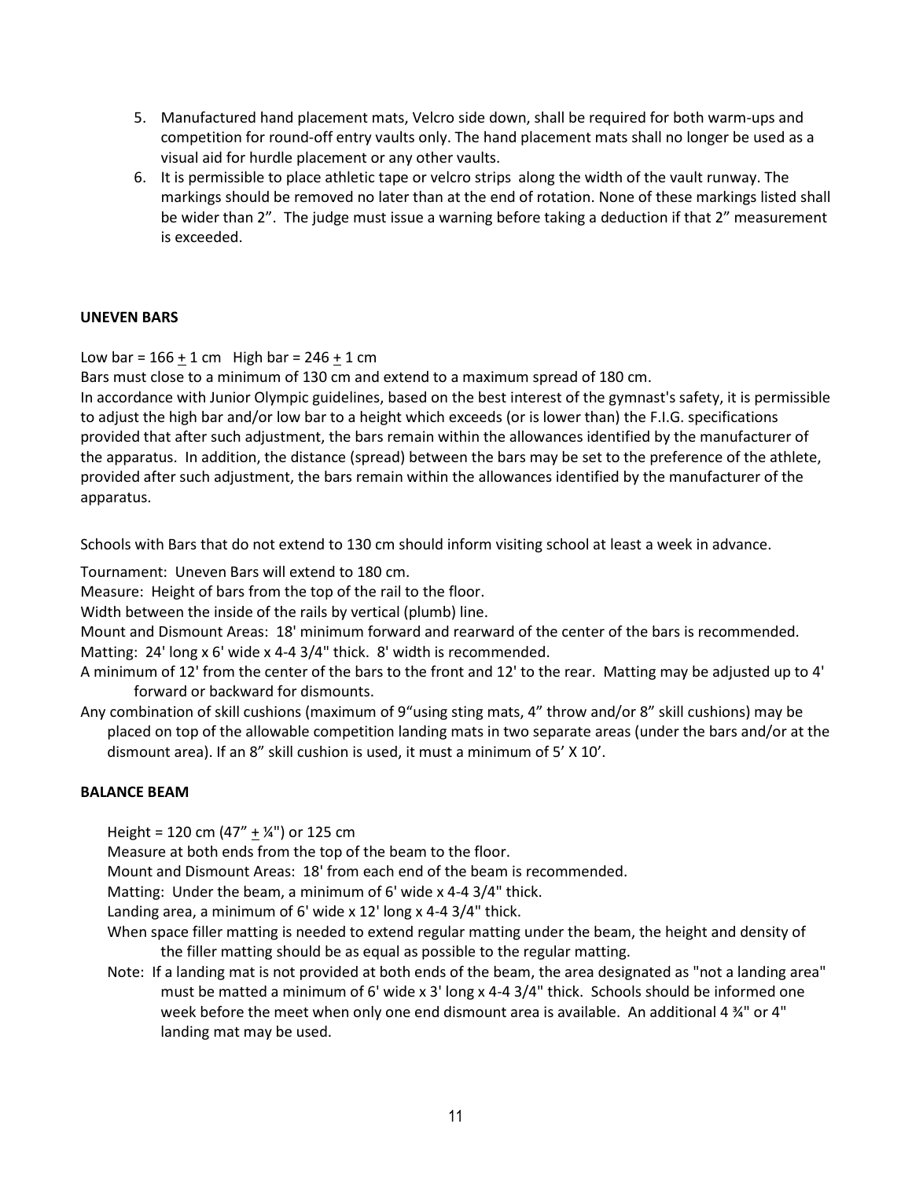5. Manufactured hand placement mats, Velcro side down, shall be required for both warm-ups and competition for round-off entry vaults only. The hand placement mats shall no longer be used as a visual aid for hurdle placement or any other vaults.
6. It is permissible to place athletic tape or velcro strips along the width of the vault runway. The markings should be removed no later than at the end of rotation. None of these markings listed shall be wider than 2". The judge must issue a warning before taking a deduction if that 2" measurement is exceeded.

**UNEVEN BARS**

Low bar = 166 ± 1 cm  High bar = 246 ± 1 cm

Bars must close to a minimum of 130 cm and extend to a maximum spread of 180 cm.

In accordance with Junior Olympic guidelines, based on the best interest of the gymnast's safety, it is permissible to adjust the high bar and/or low bar to a height which exceeds (or is lower than) the F.I.G. specifications provided that after such adjustment, the bars remain within the allowances identified by the manufacturer of the apparatus. In addition, the distance (spread) between the bars may be set to the preference of the athlete, provided after such adjustment, the bars remain within the allowances identified by the manufacturer of the apparatus.

Schools with Bars that do not extend to 130 cm should inform visiting school at least a week in advance.

Tournament: Uneven Bars will extend to 180 cm.

Measure: Height of bars from the top of the rail to the floor.

Width between the inside of the rails by vertical (plumb) line.

Mount and Dismount Areas: 18' minimum forward and rearward of the center of the bars is recommended.

Matting: 24' long x 6' wide x 4-4 3/4" thick. 8' width is recommended.

A minimum of 12' from the center of the bars to the front and 12' to the rear. Matting may be adjusted up to 4' forward or backward for dismounts.

Any combination of skill cushions (maximum of 9"using sting mats, 4" throw and/or 8" skill cushions) may be placed on top of the allowable competition landing mats in two separate areas (under the bars and/or at the dismount area). If an 8" skill cushion is used, it must a minimum of 5' X 10'.

**BALANCE BEAM**

Height = 120 cm (47" ± ¼") or 125 cm

Measure at both ends from the top of the beam to the floor.

Mount and Dismount Areas: 18' from each end of the beam is recommended.

Matting: Under the beam, a minimum of 6' wide x 4-4 3/4" thick.

Landing area, a minimum of 6' wide x 12' long x 4-4 3/4" thick.

When space filler matting is needed to extend regular matting under the beam, the height and density of the filler matting should be as equal as possible to the regular matting.

Note: If a landing mat is not provided at both ends of the beam, the area designated as "not a landing area" must be matted a minimum of 6' wide x 3' long x 4-4 3/4" thick. Schools should be informed one week before the meet when only one end dismount area is available. An additional 4 ¾" or 4" landing mat may be used.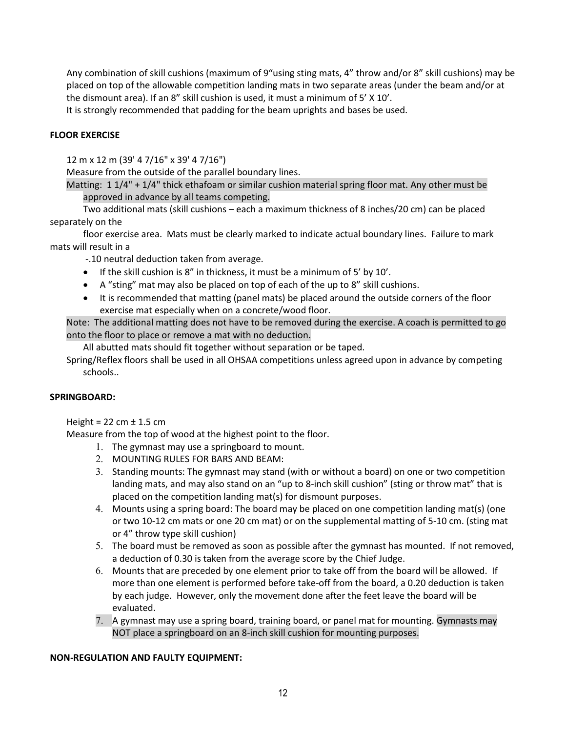Any combination of skill cushions (maximum of 9"using sting mats, 4" throw and/or 8" skill cushions) may be placed on top of the allowable competition landing mats in two separate areas (under the beam and/or at the dismount area). If an 8" skill cushion is used, it must a minimum of 5' X 10'.

It is strongly recommended that padding for the beam uprights and bases be used.

**FLOOR EXERCISE**

12 m x 12 m (39' 4 7/16" x 39' 4 7/16")

Measure from the outside of the parallel boundary lines.

Matting: 1 1/4" + 1/4" thick ethafoam or similar cushion material spring floor mat. Any other must be approved in advance by all teams competing.

Two additional mats (skill cushions – each a maximum thickness of 8 inches/20 cm) can be placed separately on the floor exercise area. Mats must be clearly marked to indicate actual boundary lines. Failure to mark mats will result in a -.10 neutral deduction taken from average.

- If the skill cushion is 8" in thickness, it must be a minimum of 5' by 10'.
- A "sting" mat may also be placed on top of each of the up to 8" skill cushions.
- It is recommended that matting (panel mats) be placed around the outside corners of the floor exercise mat especially when on a concrete/wood floor.

Note: The additional matting does not have to be removed during the exercise. A coach is permitted to go onto the floor to place or remove a mat with no deduction.

All abutted mats should fit together without separation or be taped.

Spring/Reflex floors shall be used in all OHSAA competitions unless agreed upon in advance by competing schools..

**SPRINGBOARD:**

Height = 22 cm ± 1.5 cm

Measure from the top of wood at the highest point to the floor.

1. The gymnast may use a springboard to mount.
2. MOUNTING RULES FOR BARS AND BEAM:
3. Standing mounts: The gymnast may stand (with or without a board) on one or two competition landing mats, and may also stand on an "up to 8-inch skill cushion" (sting or throw mat" that is placed on the competition landing mat(s) for dismount purposes.
4. Mounts using a spring board: The board may be placed on one competition landing mat(s) (one or two 10-12 cm mats or one 20 cm mat) or on the supplemental matting of 5-10 cm. (sting mat or 4" throw type skill cushion)
5. The board must be removed as soon as possible after the gymnast has mounted. If not removed, a deduction of 0.30 is taken from the average score by the Chief Judge.
6. Mounts that are preceded by one element prior to take off from the board will be allowed. If more than one element is performed before take-off from the board, a 0.20 deduction is taken by each judge. However, only the movement done after the feet leave the board will be evaluated.
7. A gymnast may use a spring board, training board, or panel mat for mounting. Gymnasts may NOT place a springboard on an 8-inch skill cushion for mounting purposes.

**NON-REGULATION AND FAULTY EQUIPMENT:**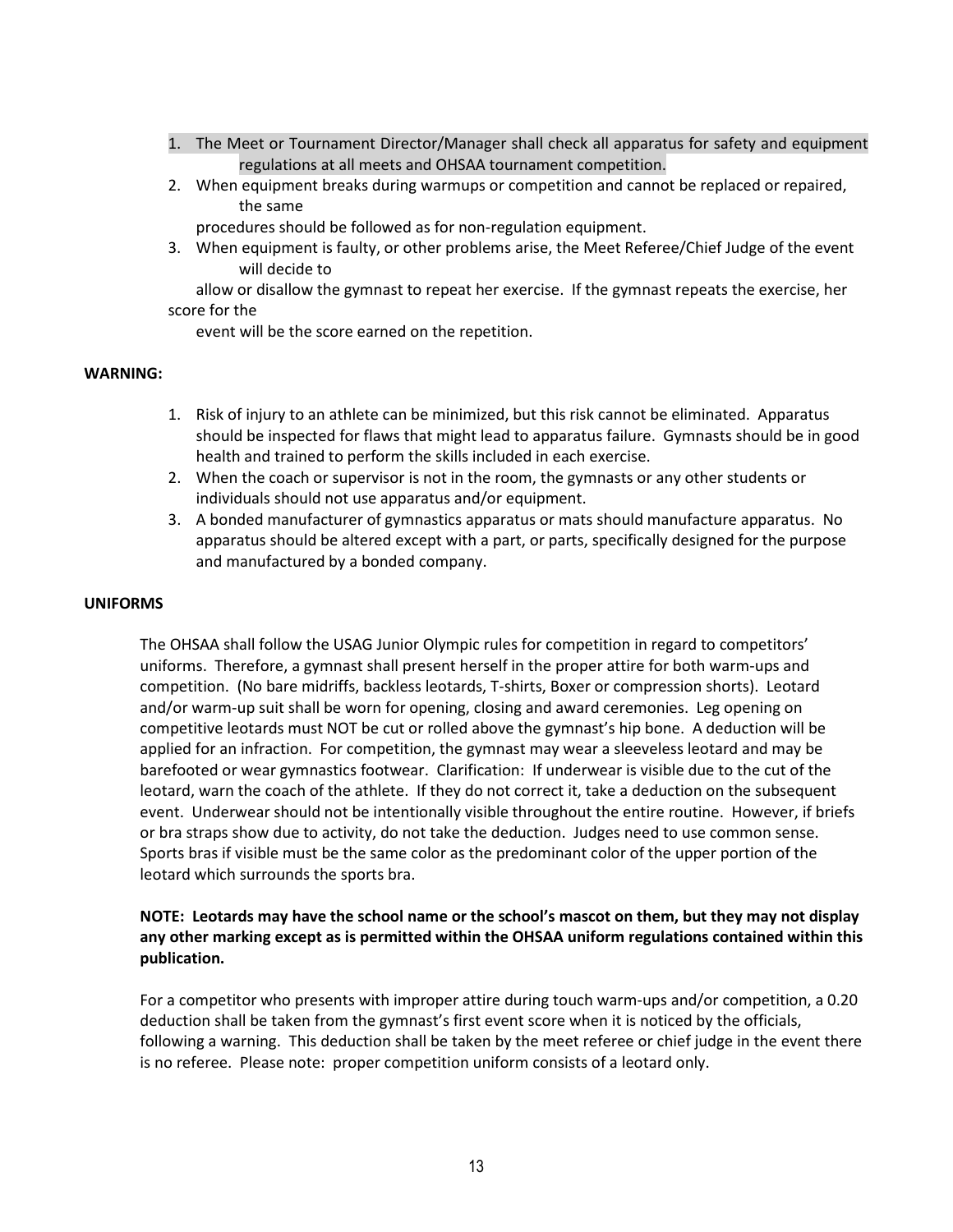1. The Meet or Tournament Director/Manager shall check all apparatus for safety and equipment regulations at all meets and OHSAA tournament competition.
2. When equipment breaks during warmups or competition and cannot be replaced or repaired, the same procedures should be followed as for non-regulation equipment.
3. When equipment is faulty, or other problems arise, the Meet Referee/Chief Judge of the event will decide to allow or disallow the gymnast to repeat her exercise. If the gymnast repeats the exercise, her score for the event will be the score earned on the repetition.

**WARNING:**

1. Risk of injury to an athlete can be minimized, but this risk cannot be eliminated. Apparatus should be inspected for flaws that might lead to apparatus failure. Gymnasts should be in good health and trained to perform the skills included in each exercise.
2. When the coach or supervisor is not in the room, the gymnasts or any other students or individuals should not use apparatus and/or equipment.
3. A bonded manufacturer of gymnastics apparatus or mats should manufacture apparatus. No apparatus should be altered except with a part, or parts, specifically designed for the purpose and manufactured by a bonded company.

**UNIFORMS**

The OHSAA shall follow the USAG Junior Olympic rules for competition in regard to competitors' uniforms. Therefore, a gymnast shall present herself in the proper attire for both warm-ups and competition. (No bare midriffs, backless leotards, T-shirts, Boxer or compression shorts). Leotard and/or warm-up suit shall be worn for opening, closing and award ceremonies. Leg opening on competitive leotards must NOT be cut or rolled above the gymnast's hip bone. A deduction will be applied for an infraction. For competition, the gymnast may wear a sleeveless leotard and may be barefooted or wear gymnastics footwear. Clarification: If underwear is visible due to the cut of the leotard, warn the coach of the athlete. If they do not correct it, take a deduction on the subsequent event. Underwear should not be intentionally visible throughout the entire routine. However, if briefs or bra straps show due to activity, do not take the deduction. Judges need to use common sense. Sports bras if visible must be the same color as the predominant color of the upper portion of the leotard which surrounds the sports bra.

**NOTE: Leotards may have the school name or the school's mascot on them, but they may not display any other marking except as is permitted within the OHSAA uniform regulations contained within this publication.**

For a competitor who presents with improper attire during touch warm-ups and/or competition, a 0.20 deduction shall be taken from the gymnast's first event score when it is noticed by the officials, following a warning. This deduction shall be taken by the meet referee or chief judge in the event there is no referee. Please note: proper competition uniform consists of a leotard only.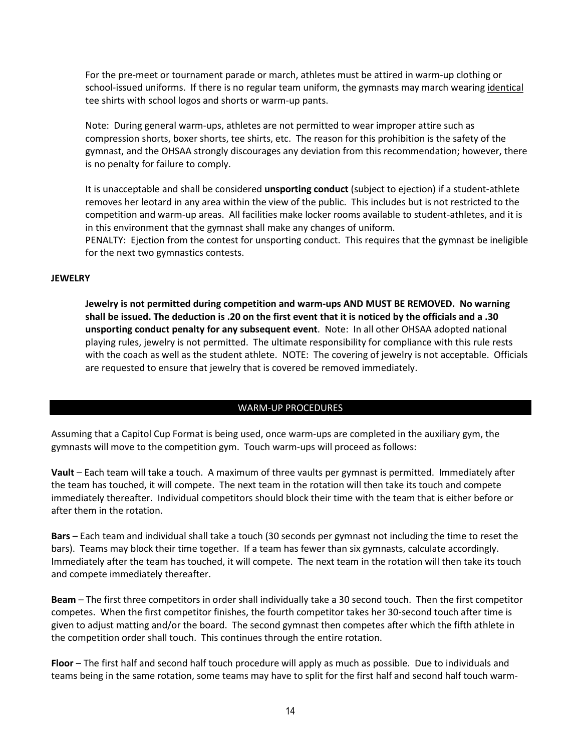For the pre-meet or tournament parade or march, athletes must be attired in warm-up clothing or school-issued uniforms. If there is no regular team uniform, the gymnasts may march wearing identical tee shirts with school logos and shorts or warm-up pants.

Note: During general warm-ups, athletes are not permitted to wear improper attire such as compression shorts, boxer shorts, tee shirts, etc. The reason for this prohibition is the safety of the gymnast, and the OHSAA strongly discourages any deviation from this recommendation; however, there is no penalty for failure to comply.

It is unacceptable and shall be considered **unsporting conduct** (subject to ejection) if a student-athlete removes her leotard in any area within the view of the public. This includes but is not restricted to the competition and warm-up areas. All facilities make locker rooms available to student-athletes, and it is in this environment that the gymnast shall make any changes of uniform.
PENALTY: Ejection from the contest for unsporting conduct. This requires that the gymnast be ineligible for the next two gymnastics contests.

**JEWELRY**

**Jewelry is not permitted during competition and warm-ups AND MUST BE REMOVED. No warning shall be issued. The deduction is .20 on the first event that it is noticed by the officials and a .30 unsporting conduct penalty for any subsequent event**. Note: In all other OHSAA adopted national playing rules, jewelry is not permitted. The ultimate responsibility for compliance with this rule rests with the coach as well as the student athlete. NOTE: The covering of jewelry is not acceptable. Officials are requested to ensure that jewelry that is covered be removed immediately.

## WARM-UP PROCEDURES

Assuming that a Capitol Cup Format is being used, once warm-ups are completed in the auxiliary gym, the gymnasts will move to the competition gym. Touch warm-ups will proceed as follows:

**Vault** – Each team will take a touch. A maximum of three vaults per gymnast is permitted. Immediately after the team has touched, it will compete. The next team in the rotation will then take its touch and compete immediately thereafter. Individual competitors should block their time with the team that is either before or after them in the rotation.

**Bars** – Each team and individual shall take a touch (30 seconds per gymnast not including the time to reset the bars). Teams may block their time together. If a team has fewer than six gymnasts, calculate accordingly. Immediately after the team has touched, it will compete. The next team in the rotation will then take its touch and compete immediately thereafter.

**Beam** – The first three competitors in order shall individually take a 30 second touch. Then the first competitor competes. When the first competitor finishes, the fourth competitor takes her 30-second touch after time is given to adjust matting and/or the board. The second gymnast then competes after which the fifth athlete in the competition order shall touch. This continues through the entire rotation.

**Floor** – The first half and second half touch procedure will apply as much as possible. Due to individuals and teams being in the same rotation, some teams may have to split for the first half and second half touch warm-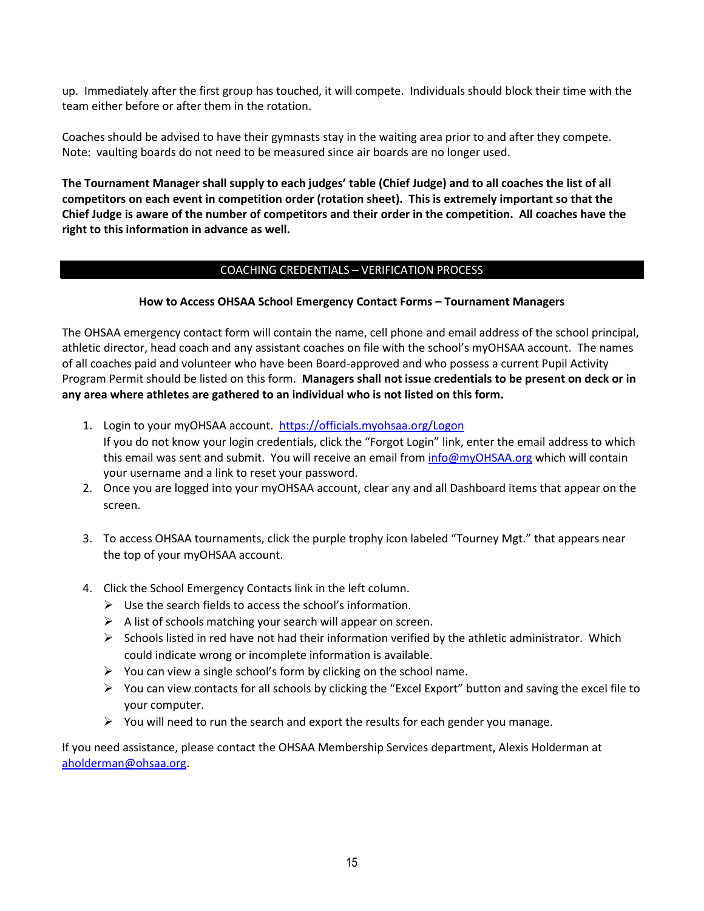up. Immediately after the first group has touched, it will compete. Individuals should block their time with the team either before or after them in the rotation.

Coaches should be advised to have their gymnasts stay in the waiting area prior to and after they compete. Note: vaulting boards do not need to be measured since air boards are no longer used.

**The Tournament Manager shall supply to each judges' table (Chief Judge) and to all coaches the list of all competitors on each event in competition order (rotation sheet). This is extremely important so that the Chief Judge is aware of the number of competitors and their order in the competition. All coaches have the right to this information in advance as well.**

## COACHING CREDENTIALS – VERIFICATION PROCESS

### How to Access OHSAA School Emergency Contact Forms – Tournament Managers

The OHSAA emergency contact form will contain the name, cell phone and email address of the school principal, athletic director, head coach and any assistant coaches on file with the school's myOHSAA account. The names of all coaches paid and volunteer who have been Board-approved and who possess a current Pupil Activity Program Permit should be listed on this form. **Managers shall not issue credentials to be present on deck or in any area where athletes are gathered to an individual who is not listed on this form.**

1. Login to your myOHSAA account. https://officials.myohsaa.org/Logon
   If you do not know your login credentials, click the "Forgot Login" link, enter the email address to which this email was sent and submit. You will receive an email from info@myOHSAA.org which will contain your username and a link to reset your password.
2. Once you are logged into your myOHSAA account, clear any and all Dashboard items that appear on the screen.
3. To access OHSAA tournaments, click the purple trophy icon labeled "Tourney Mgt." that appears near the top of your myOHSAA account.
4. Click the School Emergency Contacts link in the left column.
   - Use the search fields to access the school's information.
   - A list of schools matching your search will appear on screen.
   - Schools listed in red have not had their information verified by the athletic administrator. Which could indicate wrong or incomplete information is available.
   - You can view a single school's form by clicking on the school name.
   - You can view contacts for all schools by clicking the "Excel Export" button and saving the excel file to your computer.
   - You will need to run the search and export the results for each gender you manage.

If you need assistance, please contact the OHSAA Membership Services department, Alexis Holderman at aholderman@ohsaa.org.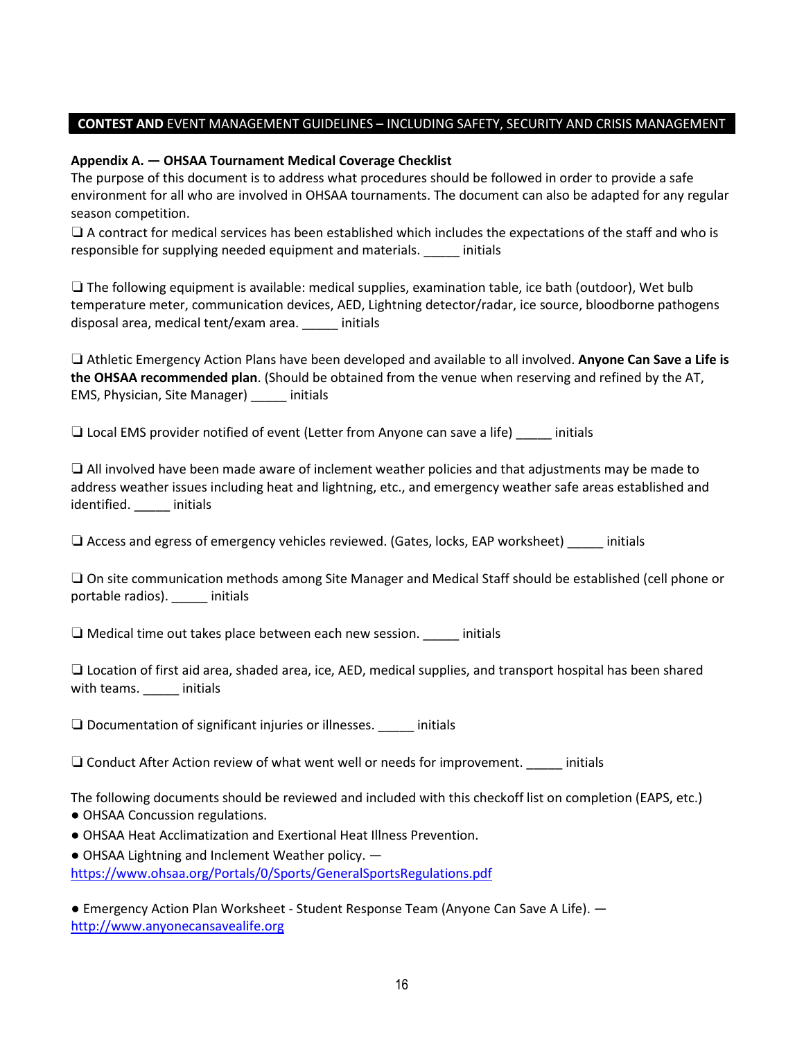**CONTEST AND** EVENT MANAGEMENT GUIDELINES – INCLUDING SAFETY, SECURITY AND CRISIS MANAGEMENT

**Appendix A. — OHSAA Tournament Medical Coverage Checklist**

The purpose of this document is to address what procedures should be followed in order to provide a safe environment for all who are involved in OHSAA tournaments. The document can also be adapted for any regular season competition.

❏ A contract for medical services has been established which includes the expectations of the staff and who is responsible for supplying needed equipment and materials. _____ initials

❏ The following equipment is available: medical supplies, examination table, ice bath (outdoor), Wet bulb temperature meter, communication devices, AED, Lightning detector/radar, ice source, bloodborne pathogens disposal area, medical tent/exam area. _____ initials

❏ Athletic Emergency Action Plans have been developed and available to all involved. **Anyone Can Save a Life is the OHSAA recommended plan**. (Should be obtained from the venue when reserving and refined by the AT, EMS, Physician, Site Manager) _____ initials

❏ Local EMS provider notified of event (Letter from Anyone can save a life) _____ initials

❏ All involved have been made aware of inclement weather policies and that adjustments may be made to address weather issues including heat and lightning, etc., and emergency weather safe areas established and identified. _____ initials

❏ Access and egress of emergency vehicles reviewed. (Gates, locks, EAP worksheet) _____ initials

❏ On site communication methods among Site Manager and Medical Staff should be established (cell phone or portable radios). _____ initials

❏ Medical time out takes place between each new session. _____ initials

❏ Location of first aid area, shaded area, ice, AED, medical supplies, and transport hospital has been shared with teams. _____ initials

❏ Documentation of significant injuries or illnesses. _____ initials

❏ Conduct After Action review of what went well or needs for improvement. _____ initials

The following documents should be reviewed and included with this checkoff list on completion (EAPS, etc.)

- OHSAA Concussion regulations.
- OHSAA Heat Acclimatization and Exertional Heat Illness Prevention.
- OHSAA Lightning and Inclement Weather policy. — https://www.ohsaa.org/Portals/0/Sports/GeneralSportsRegulations.pdf
- Emergency Action Plan Worksheet - Student Response Team (Anyone Can Save A Life). — http://www.anyonecansavealife.org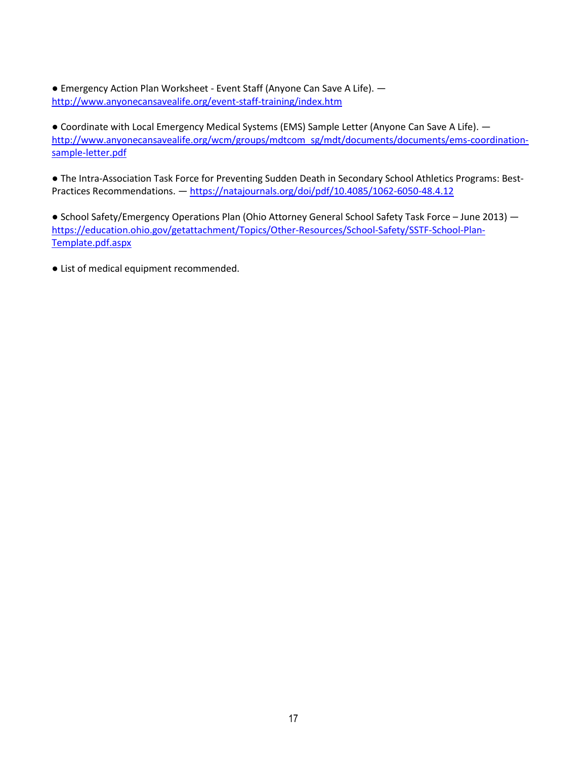- Emergency Action Plan Worksheet - Event Staff (Anyone Can Save A Life). — http://www.anyonecansavealife.org/event-staff-training/index.htm

- Coordinate with Local Emergency Medical Systems (EMS) Sample Letter (Anyone Can Save A Life). — http://www.anyonecansavealife.org/wcm/groups/mdtcom_sg/mdt/documents/documents/ems-coordination-sample-letter.pdf

- The Intra-Association Task Force for Preventing Sudden Death in Secondary School Athletics Programs: Best-Practices Recommendations. — https://natajournals.org/doi/pdf/10.4085/1062-6050-48.4.12

- School Safety/Emergency Operations Plan (Ohio Attorney General School Safety Task Force – June 2013) — https://education.ohio.gov/getattachment/Topics/Other-Resources/School-Safety/SSTF-School-Plan-Template.pdf.aspx

- List of medical equipment recommended.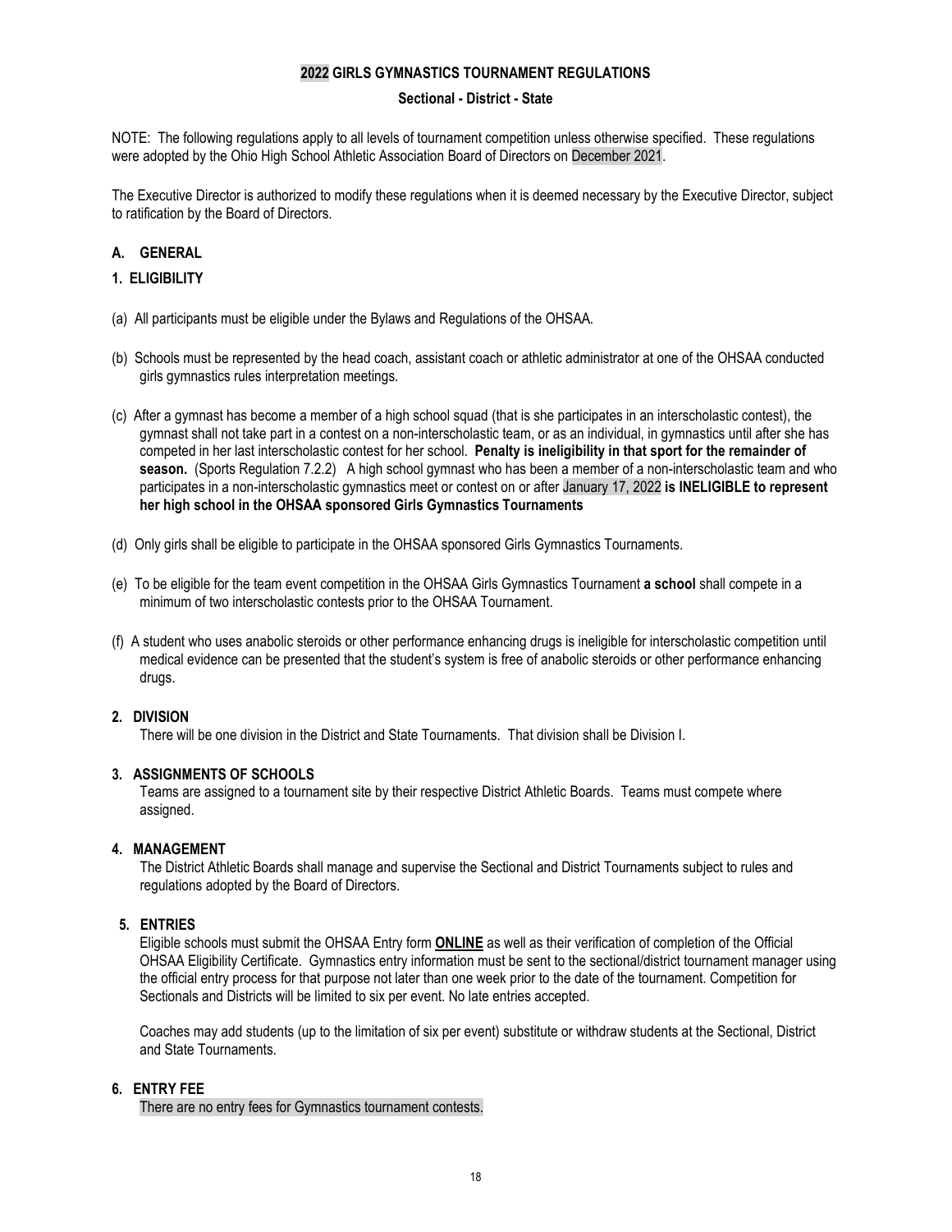# 2022 GIRLS GYMNASTICS TOURNAMENT REGULATIONS

## Sectional - District - State

NOTE: The following regulations apply to all levels of tournament competition unless otherwise specified. These regulations were adopted by the Ohio High School Athletic Association Board of Directors on December 2021.

The Executive Director is authorized to modify these regulations when it is deemed necessary by the Executive Director, subject to ratification by the Board of Directors.

## A. GENERAL

### 1. ELIGIBILITY

(a) All participants must be eligible under the Bylaws and Regulations of the OHSAA.

(b) Schools must be represented by the head coach, assistant coach or athletic administrator at one of the OHSAA conducted girls gymnastics rules interpretation meetings.

(c) After a gymnast has become a member of a high school squad (that is she participates in an interscholastic contest), the gymnast shall not take part in a contest on a non-interscholastic team, or as an individual, in gymnastics until after she has competed in her last interscholastic contest for her school. **Penalty is ineligibility in that sport for the remainder of season.** (Sports Regulation 7.2.2) A high school gymnast who has been a member of a non-interscholastic team and who participates in a non-interscholastic gymnastics meet or contest on or after January 17, 2022 **is INELIGIBLE to represent her high school in the OHSAA sponsored Girls Gymnastics Tournaments**

(d) Only girls shall be eligible to participate in the OHSAA sponsored Girls Gymnastics Tournaments.

(e) To be eligible for the team event competition in the OHSAA Girls Gymnastics Tournament **a school** shall compete in a minimum of two interscholastic contests prior to the OHSAA Tournament.

(f) A student who uses anabolic steroids or other performance enhancing drugs is ineligible for interscholastic competition until medical evidence can be presented that the student's system is free of anabolic steroids or other performance enhancing drugs.

### 2. DIVISION

There will be one division in the District and State Tournaments. That division shall be Division I.

### 3. ASSIGNMENTS OF SCHOOLS

Teams are assigned to a tournament site by their respective District Athletic Boards. Teams must compete where assigned.

### 4. MANAGEMENT

The District Athletic Boards shall manage and supervise the Sectional and District Tournaments subject to rules and regulations adopted by the Board of Directors.

### 5. ENTRIES

Eligible schools must submit the OHSAA Entry form **ONLINE** as well as their verification of completion of the Official OHSAA Eligibility Certificate. Gymnastics entry information must be sent to the sectional/district tournament manager using the official entry process for that purpose not later than one week prior to the date of the tournament. Competition for Sectionals and Districts will be limited to six per event. No late entries accepted.

Coaches may add students (up to the limitation of six per event) substitute or withdraw students at the Sectional, District and State Tournaments.

### 6. ENTRY FEE

There are no entry fees for Gymnastics tournament contests.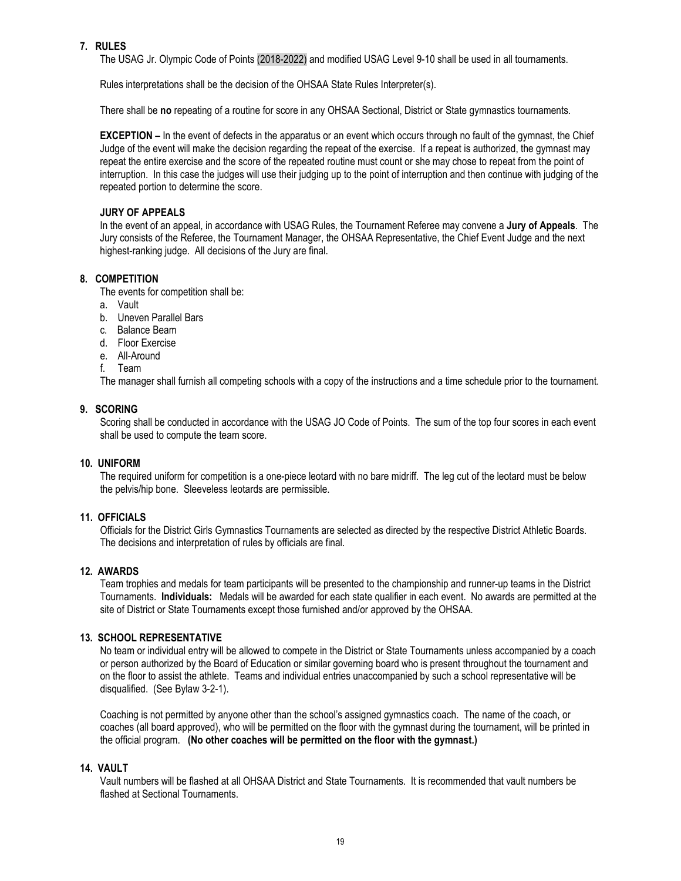## 7. RULES

The USAG Jr. Olympic Code of Points (2018-2022) and modified USAG Level 9-10 shall be used in all tournaments.

Rules interpretations shall be the decision of the OHSAA State Rules Interpreter(s).

There shall be **no** repeating of a routine for score in any OHSAA Sectional, District or State gymnastics tournaments.

**EXCEPTION –** In the event of defects in the apparatus or an event which occurs through no fault of the gymnast, the Chief Judge of the event will make the decision regarding the repeat of the exercise. If a repeat is authorized, the gymnast may repeat the entire exercise and the score of the repeated routine must count or she may chose to repeat from the point of interruption. In this case the judges will use their judging up to the point of interruption and then continue with judging of the repeated portion to determine the score.

### JURY OF APPEALS

In the event of an appeal, in accordance with USAG Rules, the Tournament Referee may convene a **Jury of Appeals**. The Jury consists of the Referee, the Tournament Manager, the OHSAA Representative, the Chief Event Judge and the next highest-ranking judge. All decisions of the Jury are final.

## 8. COMPETITION

The events for competition shall be:

a. Vault
b. Uneven Parallel Bars
c. Balance Beam
d. Floor Exercise
e. All-Around
f. Team

The manager shall furnish all competing schools with a copy of the instructions and a time schedule prior to the tournament.

## 9. SCORING

Scoring shall be conducted in accordance with the USAG JO Code of Points. The sum of the top four scores in each event shall be used to compute the team score.

## 10. UNIFORM

The required uniform for competition is a one-piece leotard with no bare midriff. The leg cut of the leotard must be below the pelvis/hip bone. Sleeveless leotards are permissible.

## 11. OFFICIALS

Officials for the District Girls Gymnastics Tournaments are selected as directed by the respective District Athletic Boards. The decisions and interpretation of rules by officials are final.

## 12. AWARDS

Team trophies and medals for team participants will be presented to the championship and runner-up teams in the District Tournaments. **Individuals:** Medals will be awarded for each state qualifier in each event. No awards are permitted at the site of District or State Tournaments except those furnished and/or approved by the OHSAA.

## 13. SCHOOL REPRESENTATIVE

No team or individual entry will be allowed to compete in the District or State Tournaments unless accompanied by a coach or person authorized by the Board of Education or similar governing board who is present throughout the tournament and on the floor to assist the athlete. Teams and individual entries unaccompanied by such a school representative will be disqualified. (See Bylaw 3-2-1).

Coaching is not permitted by anyone other than the school's assigned gymnastics coach. The name of the coach, or coaches (all board approved), who will be permitted on the floor with the gymnast during the tournament, will be printed in the official program. **(No other coaches will be permitted on the floor with the gymnast.)**

## 14. VAULT

Vault numbers will be flashed at all OHSAA District and State Tournaments. It is recommended that vault numbers be flashed at Sectional Tournaments.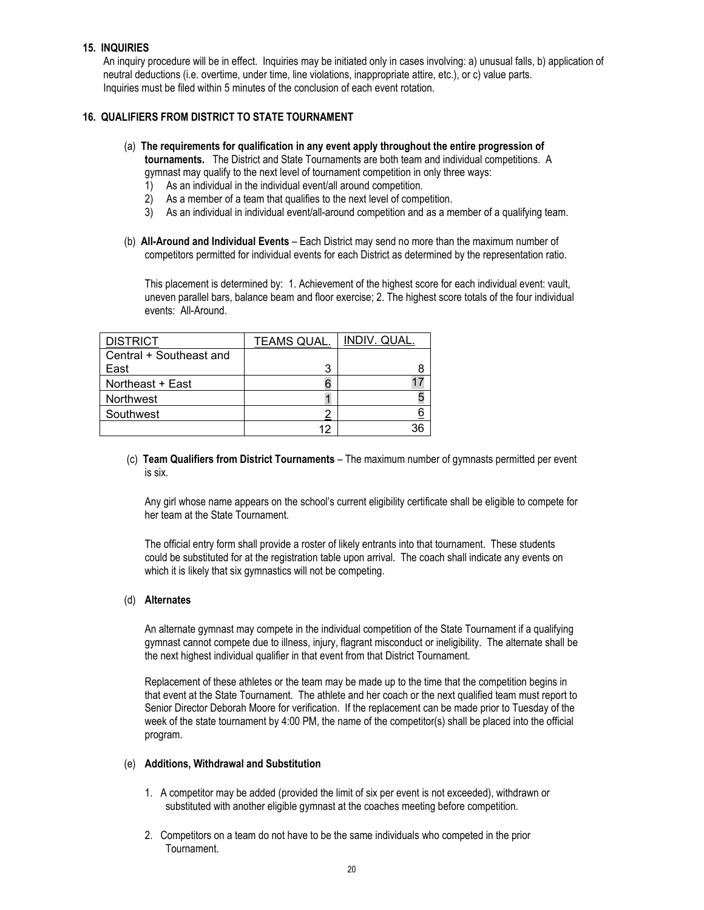**15. INQUIRIES**

An inquiry procedure will be in effect. Inquiries may be initiated only in cases involving: a) unusual falls, b) application of neutral deductions (i.e. overtime, under time, line violations, inappropriate attire, etc.), or c) value parts. Inquiries must be filed within 5 minutes of the conclusion of each event rotation.

**16. QUALIFIERS FROM DISTRICT TO STATE TOURNAMENT**

(a) **The requirements for qualification in any event apply throughout the entire progression of tournaments.** The District and State Tournaments are both team and individual competitions. A gymnast may qualify to the next level of tournament competition in only three ways:

1) As an individual in the individual event/all around competition.
2) As a member of a team that qualifies to the next level of competition.
3) As an individual in individual event/all-around competition and as a member of a qualifying team.

(b) **All-Around and Individual Events** – Each District may send no more than the maximum number of competitors permitted for individual events for each District as determined by the representation ratio.

This placement is determined by: 1. Achievement of the highest score for each individual event: vault, uneven parallel bars, balance beam and floor exercise; 2. The highest score totals of the four individual events: All-Around.

| DISTRICT | TEAMS QUAL. | INDIV. QUAL. |
|---|---|---|
| Central + Southeast and East | 3 | 8 |
| Northeast + East | 6 | 17 |
| Northwest | 1 | 5 |
| Southwest | 2 | 6 |
| | 12 | 36 |

(c) **Team Qualifiers from District Tournaments** – The maximum number of gymnasts permitted per event is six.

Any girl whose name appears on the school's current eligibility certificate shall be eligible to compete for her team at the State Tournament.

The official entry form shall provide a roster of likely entrants into that tournament. These students could be substituted for at the registration table upon arrival. The coach shall indicate any events on which it is likely that six gymnastics will not be competing.

(d) **Alternates**

An alternate gymnast may compete in the individual competition of the State Tournament if a qualifying gymnast cannot compete due to illness, injury, flagrant misconduct or ineligibility. The alternate shall be the next highest individual qualifier in that event from that District Tournament.

Replacement of these athletes or the team may be made up to the time that the competition begins in that event at the State Tournament. The athlete and her coach or the next qualified team must report to Senior Director Deborah Moore for verification. If the replacement can be made prior to Tuesday of the week of the state tournament by 4:00 PM, the name of the competitor(s) shall be placed into the official program.

(e) **Additions, Withdrawal and Substitution**

1. A competitor may be added (provided the limit of six per event is not exceeded), withdrawn or substituted with another eligible gymnast at the coaches meeting before competition.
2. Competitors on a team do not have to be the same individuals who competed in the prior Tournament.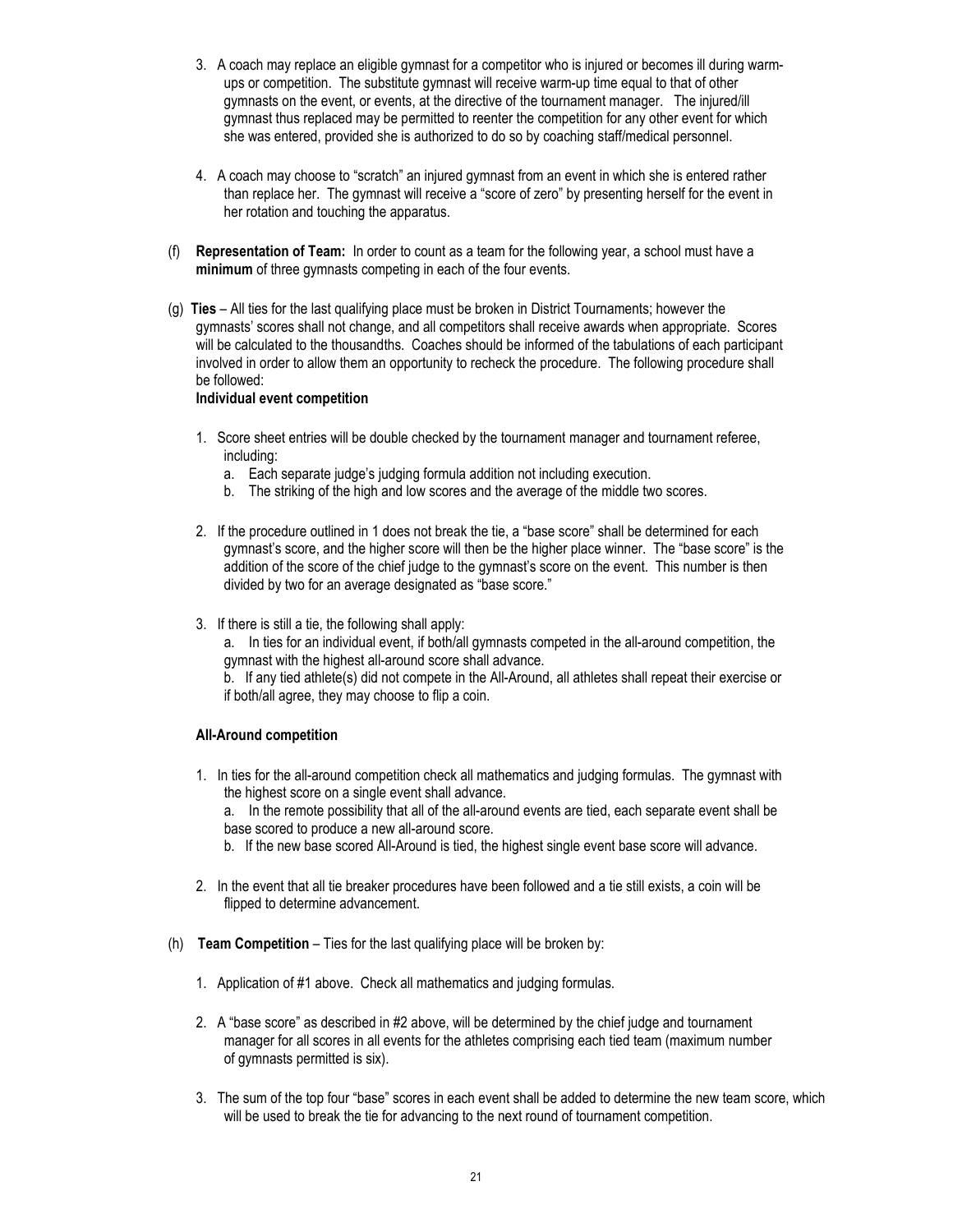3. A coach may replace an eligible gymnast for a competitor who is injured or becomes ill during warm-ups or competition. The substitute gymnast will receive warm-up time equal to that of other gymnasts on the event, or events, at the directive of the tournament manager. The injured/ill gymnast thus replaced may be permitted to reenter the competition for any other event for which she was entered, provided she is authorized to do so by coaching staff/medical personnel.

4. A coach may choose to "scratch" an injured gymnast from an event in which she is entered rather than replace her. The gymnast will receive a "score of zero" by presenting herself for the event in her rotation and touching the apparatus.

(f) **Representation of Team:** In order to count as a team for the following year, a school must have a **minimum** of three gymnasts competing in each of the four events.

(g) **Ties** – All ties for the last qualifying place must be broken in District Tournaments; however the gymnasts' scores shall not change, and all competitors shall receive awards when appropriate. Scores will be calculated to the thousandths. Coaches should be informed of the tabulations of each participant involved in order to allow them an opportunity to recheck the procedure. The following procedure shall be followed:

**Individual event competition**

1. Score sheet entries will be double checked by the tournament manager and tournament referee, including:
   a. Each separate judge's judging formula addition not including execution.
   b. The striking of the high and low scores and the average of the middle two scores.

2. If the procedure outlined in 1 does not break the tie, a "base score" shall be determined for each gymnast's score, and the higher score will then be the higher place winner. The "base score" is the addition of the score of the chief judge to the gymnast's score on the event. This number is then divided by two for an average designated as "base score."

3. If there is still a tie, the following shall apply:
   a. In ties for an individual event, if both/all gymnasts competed in the all-around competition, the gymnast with the highest all-around score shall advance.
   b. If any tied athlete(s) did not compete in the All-Around, all athletes shall repeat their exercise or if both/all agree, they may choose to flip a coin.

**All-Around competition**

1. In ties for the all-around competition check all mathematics and judging formulas. The gymnast with the highest score on a single event shall advance.
   a. In the remote possibility that all of the all-around events are tied, each separate event shall be base scored to produce a new all-around score.
   b. If the new base scored All-Around is tied, the highest single event base score will advance.

2. In the event that all tie breaker procedures have been followed and a tie still exists, a coin will be flipped to determine advancement.

(h) **Team Competition** – Ties for the last qualifying place will be broken by:

1. Application of #1 above. Check all mathematics and judging formulas.

2. A "base score" as described in #2 above, will be determined by the chief judge and tournament manager for all scores in all events for the athletes comprising each tied team (maximum number of gymnasts permitted is six).

3. The sum of the top four "base" scores in each event shall be added to determine the new team score, which will be used to break the tie for advancing to the next round of tournament competition.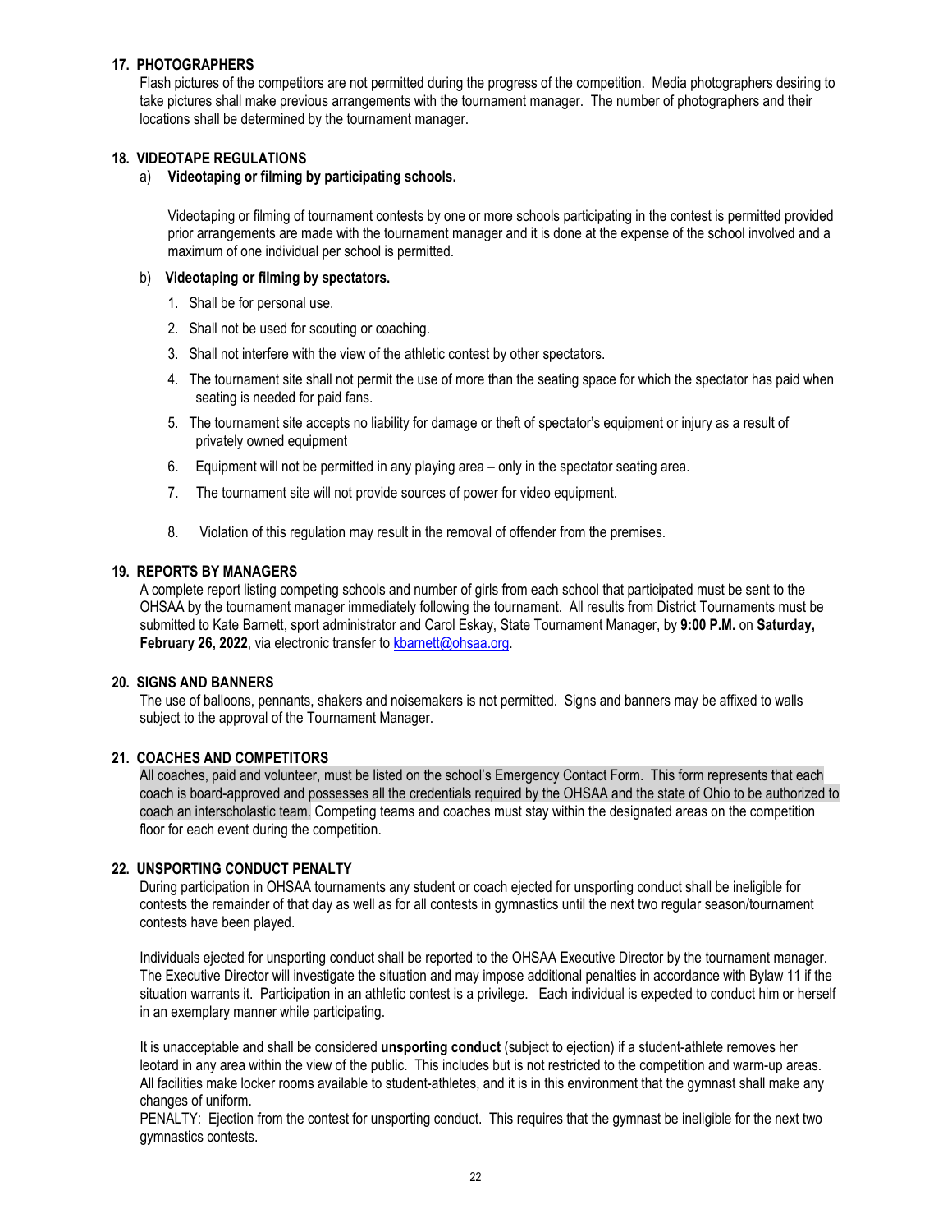## 17. PHOTOGRAPHERS

Flash pictures of the competitors are not permitted during the progress of the competition. Media photographers desiring to take pictures shall make previous arrangements with the tournament manager. The number of photographers and their locations shall be determined by the tournament manager.

## 18. VIDEOTAPE REGULATIONS

a) **Videotaping or filming by participating schools.**

Videotaping or filming of tournament contests by one or more schools participating in the contest is permitted provided prior arrangements are made with the tournament manager and it is done at the expense of the school involved and a maximum of one individual per school is permitted.

b) **Videotaping or filming by spectators.**

1. Shall be for personal use.
2. Shall not be used for scouting or coaching.
3. Shall not interfere with the view of the athletic contest by other spectators.
4. The tournament site shall not permit the use of more than the seating space for which the spectator has paid when seating is needed for paid fans.
5. The tournament site accepts no liability for damage or theft of spectator's equipment or injury as a result of privately owned equipment
6. Equipment will not be permitted in any playing area – only in the spectator seating area.
7. The tournament site will not provide sources of power for video equipment.
8. Violation of this regulation may result in the removal of offender from the premises.

## 19. REPORTS BY MANAGERS

A complete report listing competing schools and number of girls from each school that participated must be sent to the OHSAA by the tournament manager immediately following the tournament. All results from District Tournaments must be submitted to Kate Barnett, sport administrator and Carol Eskay, State Tournament Manager, by **9:00 P.M.** on **Saturday, February 26, 2022**, via electronic transfer to kbarnett@ohsaa.org.

## 20. SIGNS AND BANNERS

The use of balloons, pennants, shakers and noisemakers is not permitted. Signs and banners may be affixed to walls subject to the approval of the Tournament Manager.

## 21. COACHES AND COMPETITORS

All coaches, paid and volunteer, must be listed on the school's Emergency Contact Form. This form represents that each coach is board-approved and possesses all the credentials required by the OHSAA and the state of Ohio to be authorized to coach an interscholastic team. Competing teams and coaches must stay within the designated areas on the competition floor for each event during the competition.

## 22. UNSPORTING CONDUCT PENALTY

During participation in OHSAA tournaments any student or coach ejected for unsporting conduct shall be ineligible for contests the remainder of that day as well as for all contests in gymnastics until the next two regular season/tournament contests have been played.

Individuals ejected for unsporting conduct shall be reported to the OHSAA Executive Director by the tournament manager. The Executive Director will investigate the situation and may impose additional penalties in accordance with Bylaw 11 if the situation warrants it. Participation in an athletic contest is a privilege. Each individual is expected to conduct him or herself in an exemplary manner while participating.

It is unacceptable and shall be considered **unsporting conduct** (subject to ejection) if a student-athlete removes her leotard in any area within the view of the public. This includes but is not restricted to the competition and warm-up areas. All facilities make locker rooms available to student-athletes, and it is in this environment that the gymnast shall make any changes of uniform.

PENALTY: Ejection from the contest for unsporting conduct. This requires that the gymnast be ineligible for the next two gymnastics contests.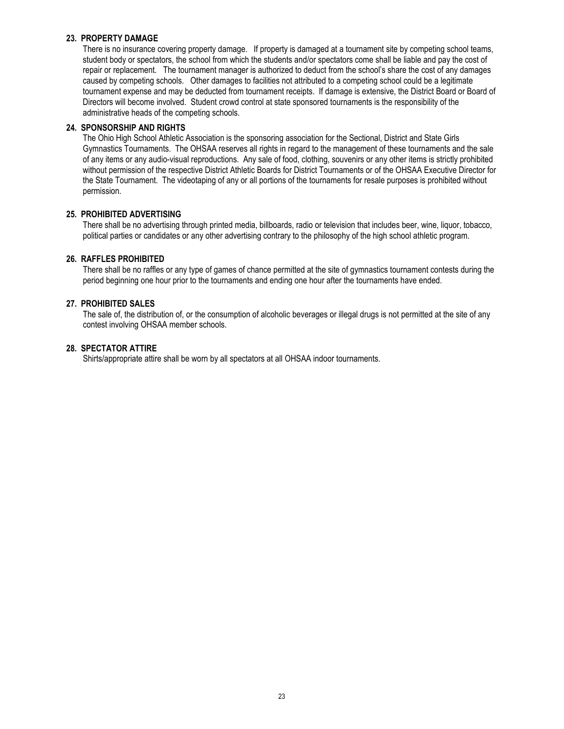### 23. PROPERTY DAMAGE

There is no insurance covering property damage. If property is damaged at a tournament site by competing school teams, student body or spectators, the school from which the students and/or spectators come shall be liable and pay the cost of repair or replacement. The tournament manager is authorized to deduct from the school's share the cost of any damages caused by competing schools. Other damages to facilities not attributed to a competing school could be a legitimate tournament expense and may be deducted from tournament receipts. If damage is extensive, the District Board or Board of Directors will become involved. Student crowd control at state sponsored tournaments is the responsibility of the administrative heads of the competing schools.

### 24. SPONSORSHIP AND RIGHTS

The Ohio High School Athletic Association is the sponsoring association for the Sectional, District and State Girls Gymnastics Tournaments. The OHSAA reserves all rights in regard to the management of these tournaments and the sale of any items or any audio-visual reproductions. Any sale of food, clothing, souvenirs or any other items is strictly prohibited without permission of the respective District Athletic Boards for District Tournaments or of the OHSAA Executive Director for the State Tournament. The videotaping of any or all portions of the tournaments for resale purposes is prohibited without permission.

### 25. PROHIBITED ADVERTISING

There shall be no advertising through printed media, billboards, radio or television that includes beer, wine, liquor, tobacco, political parties or candidates or any other advertising contrary to the philosophy of the high school athletic program.

### 26. RAFFLES PROHIBITED

There shall be no raffles or any type of games of chance permitted at the site of gymnastics tournament contests during the period beginning one hour prior to the tournaments and ending one hour after the tournaments have ended.

### 27. PROHIBITED SALES

The sale of, the distribution of, or the consumption of alcoholic beverages or illegal drugs is not permitted at the site of any contest involving OHSAA member schools.

### 28. SPECTATOR ATTIRE

Shirts/appropriate attire shall be worn by all spectators at all OHSAA indoor tournaments.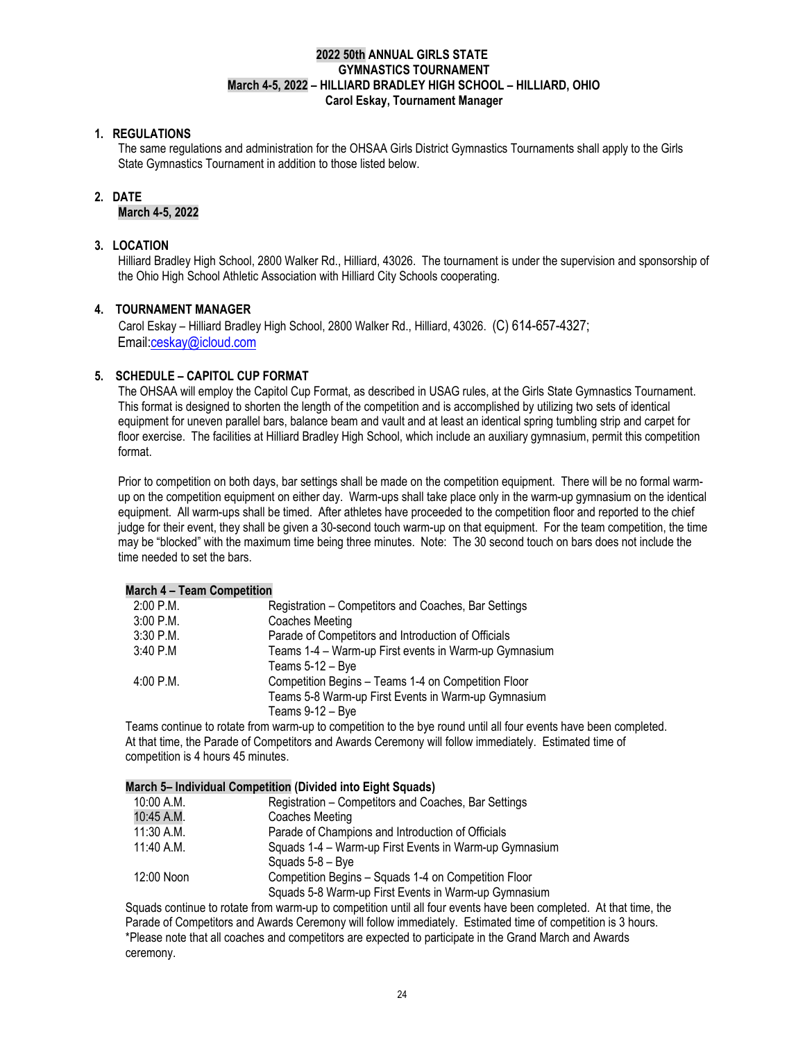**2022 50th ANNUAL GIRLS STATE GYMNASTICS TOURNAMENT**
**March 4-5, 2022 – HILLIARD BRADLEY HIGH SCHOOL – HILLIARD, OHIO**
**Carol Eskay, Tournament Manager**

## 1. REGULATIONS

The same regulations and administration for the OHSAA Girls District Gymnastics Tournaments shall apply to the Girls State Gymnastics Tournament in addition to those listed below.

## 2. DATE

**March 4-5, 2022**

## 3. LOCATION

Hilliard Bradley High School, 2800 Walker Rd., Hilliard, 43026. The tournament is under the supervision and sponsorship of the Ohio High School Athletic Association with Hilliard City Schools cooperating.

## 4. TOURNAMENT MANAGER

Carol Eskay – Hilliard Bradley High School, 2800 Walker Rd., Hilliard, 43026. (C) 614-657-4327; Email:ceskay@icloud.com

## 5. SCHEDULE – CAPITOL CUP FORMAT

The OHSAA will employ the Capitol Cup Format, as described in USAG rules, at the Girls State Gymnastics Tournament. This format is designed to shorten the length of the competition and is accomplished by utilizing two sets of identical equipment for uneven parallel bars, balance beam and vault and at least an identical spring tumbling strip and carpet for floor exercise. The facilities at Hilliard Bradley High School, which include an auxiliary gymnasium, permit this competition format.

Prior to competition on both days, bar settings shall be made on the competition equipment. There will be no formal warm-up on the competition equipment on either day. Warm-ups shall take place only in the warm-up gymnasium on the identical equipment. All warm-ups shall be timed. After athletes have proceeded to the competition floor and reported to the chief judge for their event, they shall be given a 30-second touch warm-up on that equipment. For the team competition, the time may be "blocked" with the maximum time being three minutes. Note: The 30 second touch on bars does not include the time needed to set the bars.

**March 4 – Team Competition**

| | |
|---|---|
| 2:00 P.M. | Registration – Competitors and Coaches, Bar Settings |
| 3:00 P.M. | Coaches Meeting |
| 3:30 P.M. | Parade of Competitors and Introduction of Officials |
| 3:40 P.M | Teams 1-4 – Warm-up First events in Warm-up Gymnasium |
| | Teams 5-12 – Bye |
| 4:00 P.M. | Competition Begins – Teams 1-4 on Competition Floor |
| | Teams 5-8 Warm-up First Events in Warm-up Gymnasium |
| | Teams 9-12 – Bye |

Teams continue to rotate from warm-up to competition to the bye round until all four events have been completed. At that time, the Parade of Competitors and Awards Ceremony will follow immediately. Estimated time of competition is 4 hours 45 minutes.

**March 5– Individual Competition (Divided into Eight Squads)**

| | |
|---|---|
| 10:00 A.M. | Registration – Competitors and Coaches, Bar Settings |
| 10:45 A.M. | Coaches Meeting |
| 11:30 A.M. | Parade of Champions and Introduction of Officials |
| 11:40 A.M. | Squads 1-4 – Warm-up First Events in Warm-up Gymnasium |
| | Squads 5-8 – Bye |
| 12:00 Noon | Competition Begins – Squads 1-4 on Competition Floor |
| | Squads 5-8 Warm-up First Events in Warm-up Gymnasium |

Squads continue to rotate from warm-up to competition until all four events have been completed. At that time, the Parade of Competitors and Awards Ceremony will follow immediately. Estimated time of competition is 3 hours.
*Please note that all coaches and competitors are expected to participate in the Grand March and Awards ceremony.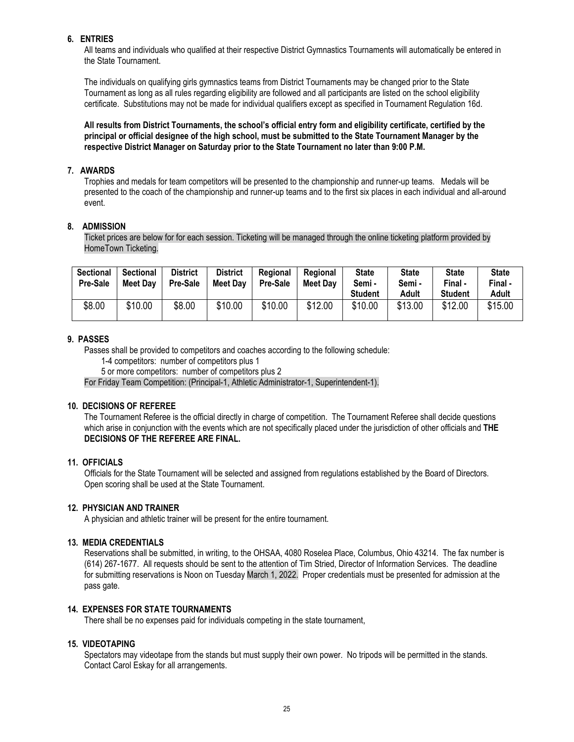## 6. ENTRIES

All teams and individuals who qualified at their respective District Gymnastics Tournaments will automatically be entered in the State Tournament.

The individuals on qualifying girls gymnastics teams from District Tournaments may be changed prior to the State Tournament as long as all rules regarding eligibility are followed and all participants are listed on the school eligibility certificate. Substitutions may not be made for individual qualifiers except as specified in Tournament Regulation 16d.

**All results from District Tournaments, the school's official entry form and eligibility certificate, certified by the principal or official designee of the high school, must be submitted to the State Tournament Manager by the respective District Manager on Saturday prior to the State Tournament no later than 9:00 P.M.**

## 7. AWARDS

Trophies and medals for team competitors will be presented to the championship and runner-up teams. Medals will be presented to the coach of the championship and runner-up teams and to the first six places in each individual and all-around event.

## 8. ADMISSION

Ticket prices are below for for each session. Ticketing will be managed through the online ticketing platform provided by HomeTown Ticketing.

| Sectional Pre-Sale | Sectional Meet Day | District Pre-Sale | District Meet Day | Regional Pre-Sale | Regional Meet Day | State Semi - Student | State Semi - Adult | State Final - Student | State Final - Adult |
|---|---|---|---|---|---|---|---|---|---|
| $8.00 | $10.00 | $8.00 | $10.00 | $10.00 | $12.00 | $10.00 | $13.00 | $12.00 | $15.00 |

## 9. PASSES

Passes shall be provided to competitors and coaches according to the following schedule:

1-4 competitors: number of competitors plus 1

5 or more competitors: number of competitors plus 2

For Friday Team Competition: (Principal-1, Athletic Administrator-1, Superintendent-1).

## 10. DECISIONS OF REFEREE

The Tournament Referee is the official directly in charge of competition. The Tournament Referee shall decide questions which arise in conjunction with the events which are not specifically placed under the jurisdiction of other officials and **THE DECISIONS OF THE REFEREE ARE FINAL.**

## 11. OFFICIALS

Officials for the State Tournament will be selected and assigned from regulations established by the Board of Directors. Open scoring shall be used at the State Tournament.

## 12. PHYSICIAN AND TRAINER

A physician and athletic trainer will be present for the entire tournament.

## 13. MEDIA CREDENTIALS

Reservations shall be submitted, in writing, to the OHSAA, 4080 Roselea Place, Columbus, Ohio 43214. The fax number is (614) 267-1677. All requests should be sent to the attention of Tim Stried, Director of Information Services. The deadline for submitting reservations is Noon on Tuesday March 1, 2022. Proper credentials must be presented for admission at the pass gate.

## 14. EXPENSES FOR STATE TOURNAMENTS

There shall be no expenses paid for individuals competing in the state tournament,

## 15. VIDEOTAPING

Spectators may videotape from the stands but must supply their own power. No tripods will be permitted in the stands. Contact Carol Eskay for all arrangements.